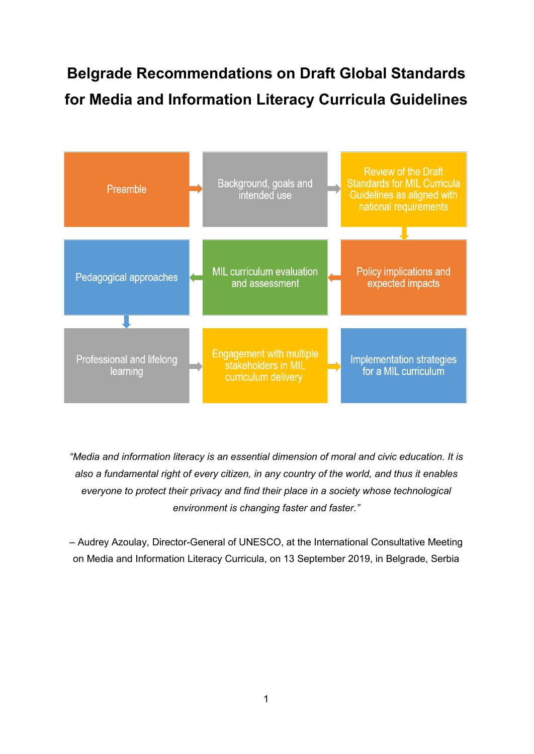# Belgrade Recommendations on Draft Global Standards for Media and Information Literacy Curricula Guidelines

Preamble → Background, goals and intended use → Review of the Draft Standards for MIL Curricula Guidelines as aligned with national requirements → Policy implications and expected impacts → MIL curriculum evaluation and assessment → Pedagogical approaches → Professional and lifelong learning → Engagement with multiple stakeholders in MIL curriculum delivery → Implementation strategies for a MIL curriculum

*"Media and information literacy is an essential dimension of moral and civic education. It is also a fundamental right of every citizen, in any country of the world, and thus it enables everyone to protect their privacy and find their place in a society whose technological environment is changing faster and faster."*

– Audrey Azoulay, Director-General of UNESCO, at the International Consultative Meeting on Media and Information Literacy Curricula, on 13 September 2019, in Belgrade, Serbia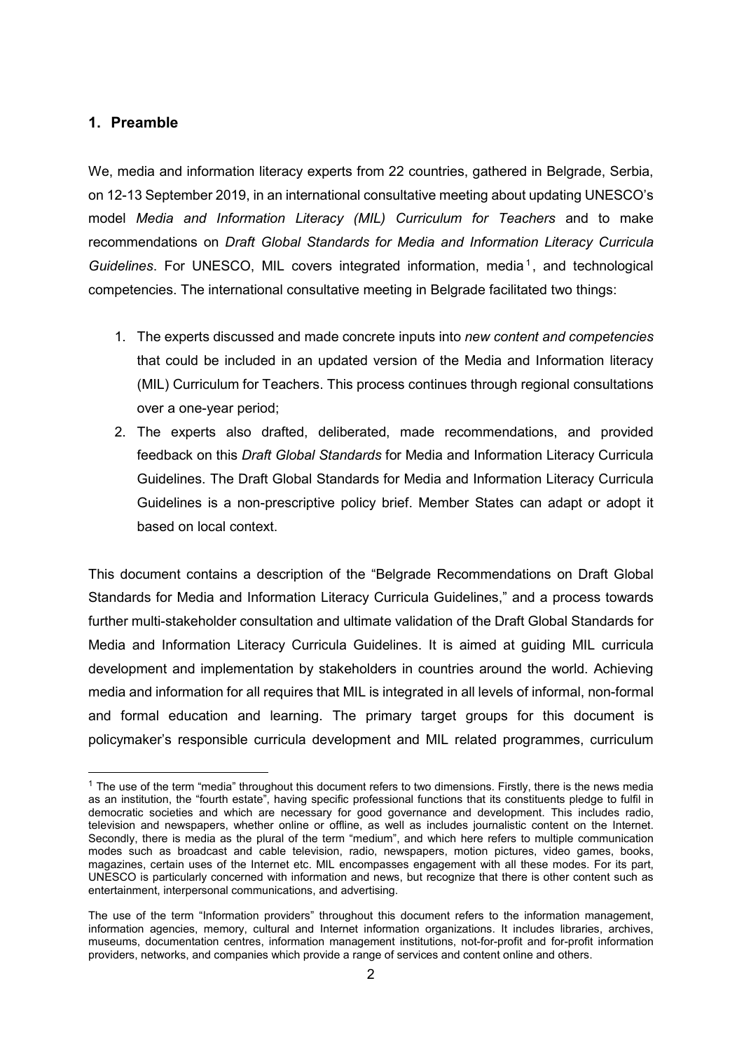## 1. Preamble

We, media and information literacy experts from 22 countries, gathered in Belgrade, Serbia, on 12-13 September 2019, in an international consultative meeting about updating UNESCO's model *Media and Information Literacy (MIL) Curriculum for Teachers* and to make recommendations on *Draft Global Standards for Media and Information Literacy Curricula Guidelines*. For UNESCO, MIL covers integrated information, media[1], and technological competencies. The international consultative meeting in Belgrade facilitated two things:

1. The experts discussed and made concrete inputs into *new content and competencies* that could be included in an updated version of the Media and Information literacy (MIL) Curriculum for Teachers. This process continues through regional consultations over a one-year period;
2. The experts also drafted, deliberated, made recommendations, and provided feedback on this *Draft Global Standards* for Media and Information Literacy Curricula Guidelines. The Draft Global Standards for Media and Information Literacy Curricula Guidelines is a non-prescriptive policy brief. Member States can adapt or adopt it based on local context.

This document contains a description of the "Belgrade Recommendations on Draft Global Standards for Media and Information Literacy Curricula Guidelines," and a process towards further multi-stakeholder consultation and ultimate validation of the Draft Global Standards for Media and Information Literacy Curricula Guidelines. It is aimed at guiding MIL curricula development and implementation by stakeholders in countries around the world. Achieving media and information for all requires that MIL is integrated in all levels of informal, non-formal and formal education and learning. The primary target groups for this document is policymaker's responsible curricula development and MIL related programmes, curriculum

---

[1] The use of the term "media" throughout this document refers to two dimensions. Firstly, there is the news media as an institution, the "fourth estate", having specific professional functions that its constituents pledge to fulfil in democratic societies and which are necessary for good governance and development. This includes radio, television and newspapers, whether online or offline, as well as includes journalistic content on the Internet. Secondly, there is media as the plural of the term "medium", and which here refers to multiple communication modes such as broadcast and cable television, radio, newspapers, motion pictures, video games, books, magazines, certain uses of the Internet etc. MIL encompasses engagement with all these modes. For its part, UNESCO is particularly concerned with information and news, but recognize that there is other content such as entertainment, interpersonal communications, and advertising.

The use of the term "Information providers" throughout this document refers to the information management, information agencies, memory, cultural and Internet information organizations. It includes libraries, archives, museums, documentation centres, information management institutions, not-for-profit and for-profit information providers, networks, and companies which provide a range of services and content online and others.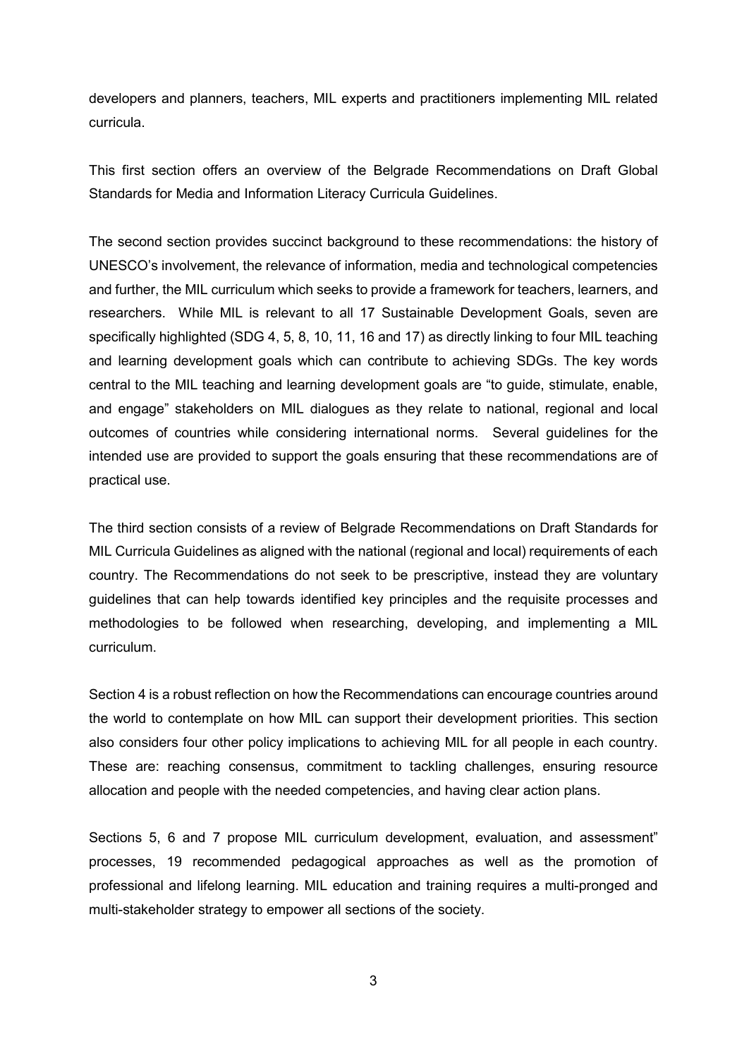developers and planners, teachers, MIL experts and practitioners implementing MIL related curricula.

This first section offers an overview of the Belgrade Recommendations on Draft Global Standards for Media and Information Literacy Curricula Guidelines.

The second section provides succinct background to these recommendations: the history of UNESCO's involvement, the relevance of information, media and technological competencies and further, the MIL curriculum which seeks to provide a framework for teachers, learners, and researchers. While MIL is relevant to all 17 Sustainable Development Goals, seven are specifically highlighted (SDG 4, 5, 8, 10, 11, 16 and 17) as directly linking to four MIL teaching and learning development goals which can contribute to achieving SDGs. The key words central to the MIL teaching and learning development goals are "to guide, stimulate, enable, and engage" stakeholders on MIL dialogues as they relate to national, regional and local outcomes of countries while considering international norms. Several guidelines for the intended use are provided to support the goals ensuring that these recommendations are of practical use.

The third section consists of a review of Belgrade Recommendations on Draft Standards for MIL Curricula Guidelines as aligned with the national (regional and local) requirements of each country. The Recommendations do not seek to be prescriptive, instead they are voluntary guidelines that can help towards identified key principles and the requisite processes and methodologies to be followed when researching, developing, and implementing a MIL curriculum.

Section 4 is a robust reflection on how the Recommendations can encourage countries around the world to contemplate on how MIL can support their development priorities. This section also considers four other policy implications to achieving MIL for all people in each country. These are: reaching consensus, commitment to tackling challenges, ensuring resource allocation and people with the needed competencies, and having clear action plans.

Sections 5, 6 and 7 propose MIL curriculum development, evaluation, and assessment" processes, 19 recommended pedagogical approaches as well as the promotion of professional and lifelong learning. MIL education and training requires a multi-pronged and multi-stakeholder strategy to empower all sections of the society.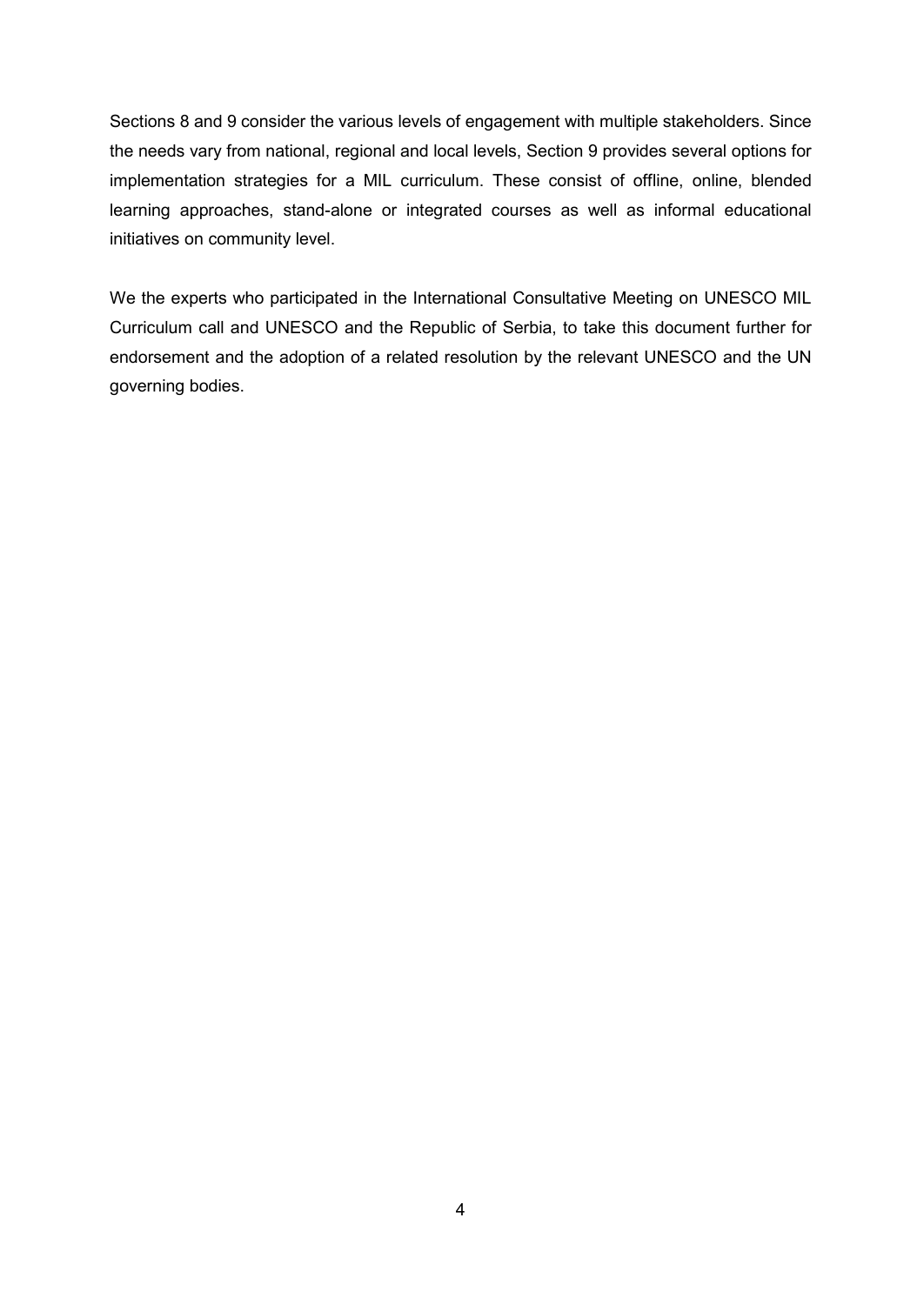Sections 8 and 9 consider the various levels of engagement with multiple stakeholders. Since the needs vary from national, regional and local levels, Section 9 provides several options for implementation strategies for a MIL curriculum. These consist of offline, online, blended learning approaches, stand-alone or integrated courses as well as informal educational initiatives on community level.

We the experts who participated in the International Consultative Meeting on UNESCO MIL Curriculum call and UNESCO and the Republic of Serbia, to take this document further for endorsement and the adoption of a related resolution by the relevant UNESCO and the UN governing bodies.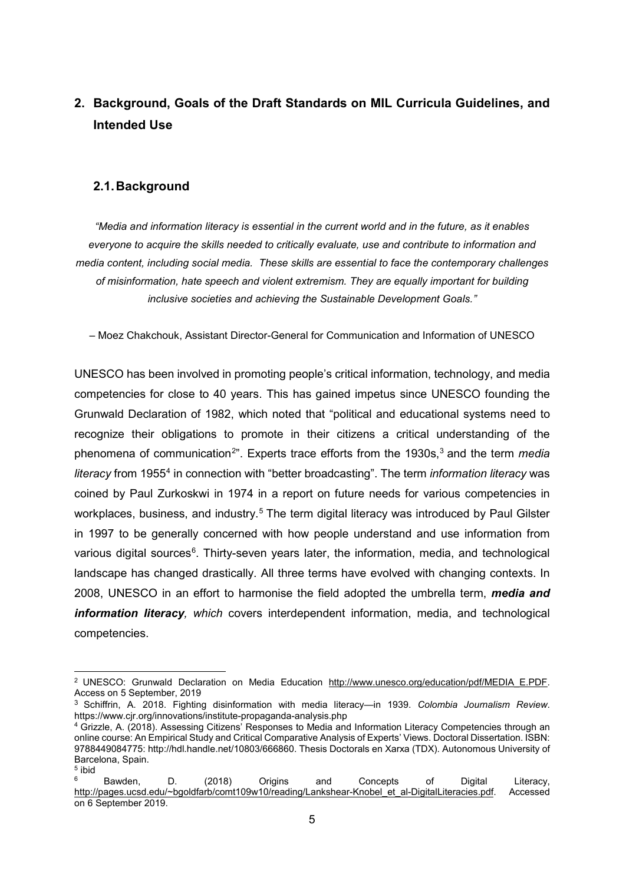## 2. Background, Goals of the Draft Standards on MIL Curricula Guidelines, and Intended Use

### 2.1. Background

*"Media and information literacy is essential in the current world and in the future, as it enables everyone to acquire the skills needed to critically evaluate, use and contribute to information and media content, including social media. These skills are essential to face the contemporary challenges of misinformation, hate speech and violent extremism. They are equally important for building inclusive societies and achieving the Sustainable Development Goals."*

– Moez Chakchouk, Assistant Director-General for Communication and Information of UNESCO

UNESCO has been involved in promoting people's critical information, technology, and media competencies for close to 40 years. This has gained impetus since UNESCO founding the Grunwald Declaration of 1982, which noted that "political and educational systems need to recognize their obligations to promote in their citizens a critical understanding of the phenomena of communication[2]". Experts trace efforts from the 1930s,[3] and the term *media literacy* from 1955[4] in connection with "better broadcasting". The term *information literacy* was coined by Paul Zurkoskwi in 1974 in a report on future needs for various competencies in workplaces, business, and industry.[5] The term digital literacy was introduced by Paul Gilster in 1997 to be generally concerned with how people understand and use information from various digital sources[6]. Thirty-seven years later, the information, media, and technological landscape has changed drastically. All three terms have evolved with changing contexts. In 2008, UNESCO in an effort to harmonise the field adopted the umbrella term, ***media and information literacy**, which* covers interdependent information, media, and technological competencies.

---

[2] UNESCO: Grunwald Declaration on Media Education http://www.unesco.org/education/pdf/MEDIA_E.PDF. Access on 5 September, 2019

[3] Schiffrin, A. 2018. Fighting disinformation with media literacy—in 1939. *Colombia Journalism Review*. https://www.cjr.org/innovations/institute-propaganda-analysis.php

[4] Grizzle, A. (2018). Assessing Citizens' Responses to Media and Information Literacy Competencies through an online course: An Empirical Study and Critical Comparative Analysis of Experts' Views. Doctoral Dissertation. ISBN: 9788449084775: http://hdl.handle.net/10803/666860. Thesis Doctorals en Xarxa (TDX). Autonomous University of Barcelona, Spain.

[5] ibid

[6] Bawden, D. (2018) Origins and Concepts of Digital Literacy, http://pages.ucsd.edu/~bgoldfarb/comt109w10/reading/Lankshear-Knobel_et_al-DigitalLiteracies.pdf. Accessed on 6 September 2019.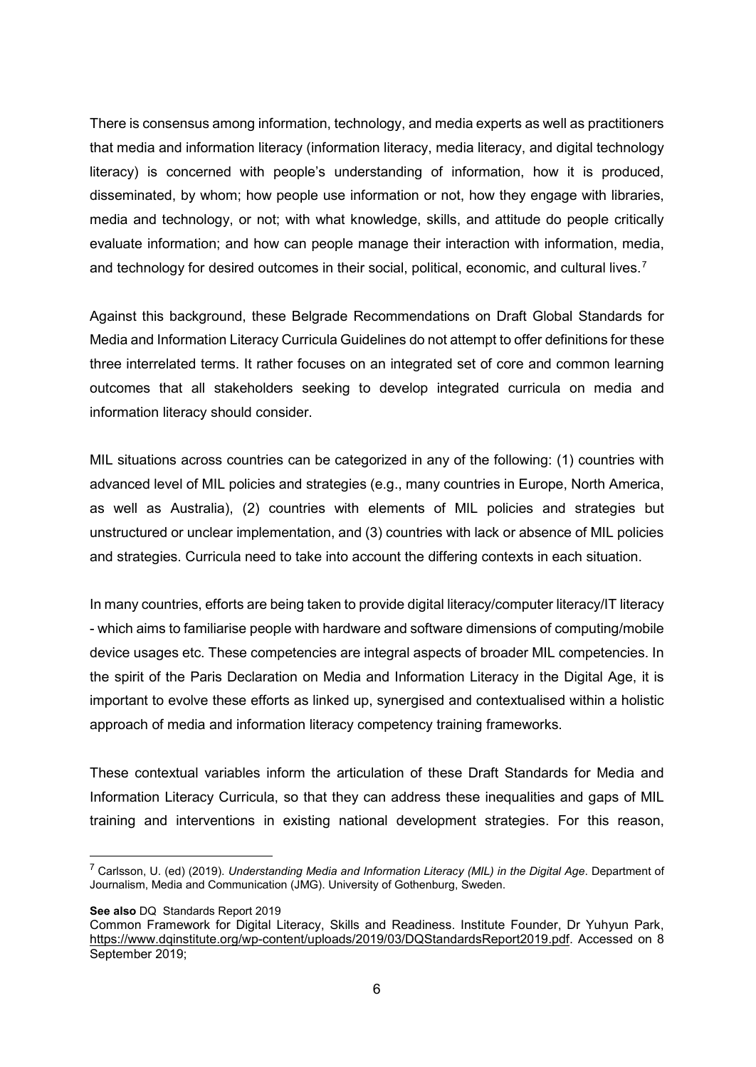There is consensus among information, technology, and media experts as well as practitioners that media and information literacy (information literacy, media literacy, and digital technology literacy) is concerned with people's understanding of information, how it is produced, disseminated, by whom; how people use information or not, how they engage with libraries, media and technology, or not; with what knowledge, skills, and attitude do people critically evaluate information; and how can people manage their interaction with information, media, and technology for desired outcomes in their social, political, economic, and cultural lives.[7]

Against this background, these Belgrade Recommendations on Draft Global Standards for Media and Information Literacy Curricula Guidelines do not attempt to offer definitions for these three interrelated terms. It rather focuses on an integrated set of core and common learning outcomes that all stakeholders seeking to develop integrated curricula on media and information literacy should consider.

MIL situations across countries can be categorized in any of the following: (1) countries with advanced level of MIL policies and strategies (e.g., many countries in Europe, North America, as well as Australia), (2) countries with elements of MIL policies and strategies but unstructured or unclear implementation, and (3) countries with lack or absence of MIL policies and strategies. Curricula need to take into account the differing contexts in each situation.

In many countries, efforts are being taken to provide digital literacy/computer literacy/IT literacy - which aims to familiarise people with hardware and software dimensions of computing/mobile device usages etc. These competencies are integral aspects of broader MIL competencies. In the spirit of the Paris Declaration on Media and Information Literacy in the Digital Age, it is important to evolve these efforts as linked up, synergised and contextualised within a holistic approach of media and information literacy competency training frameworks.

These contextual variables inform the articulation of these Draft Standards for Media and Information Literacy Curricula, so that they can address these inequalities and gaps of MIL training and interventions in existing national development strategies. For this reason,

---

[7] Carlsson, U. (ed) (2019). *Understanding Media and Information Literacy (MIL) in the Digital Age*. Department of Journalism, Media and Communication (JMG). University of Gothenburg, Sweden.

**See also** DQ Standards Report 2019

Common Framework for Digital Literacy, Skills and Readiness. Institute Founder, Dr Yuhyun Park, https://www.dqinstitute.org/wp-content/uploads/2019/03/DQStandardsReport2019.pdf. Accessed on 8 September 2019;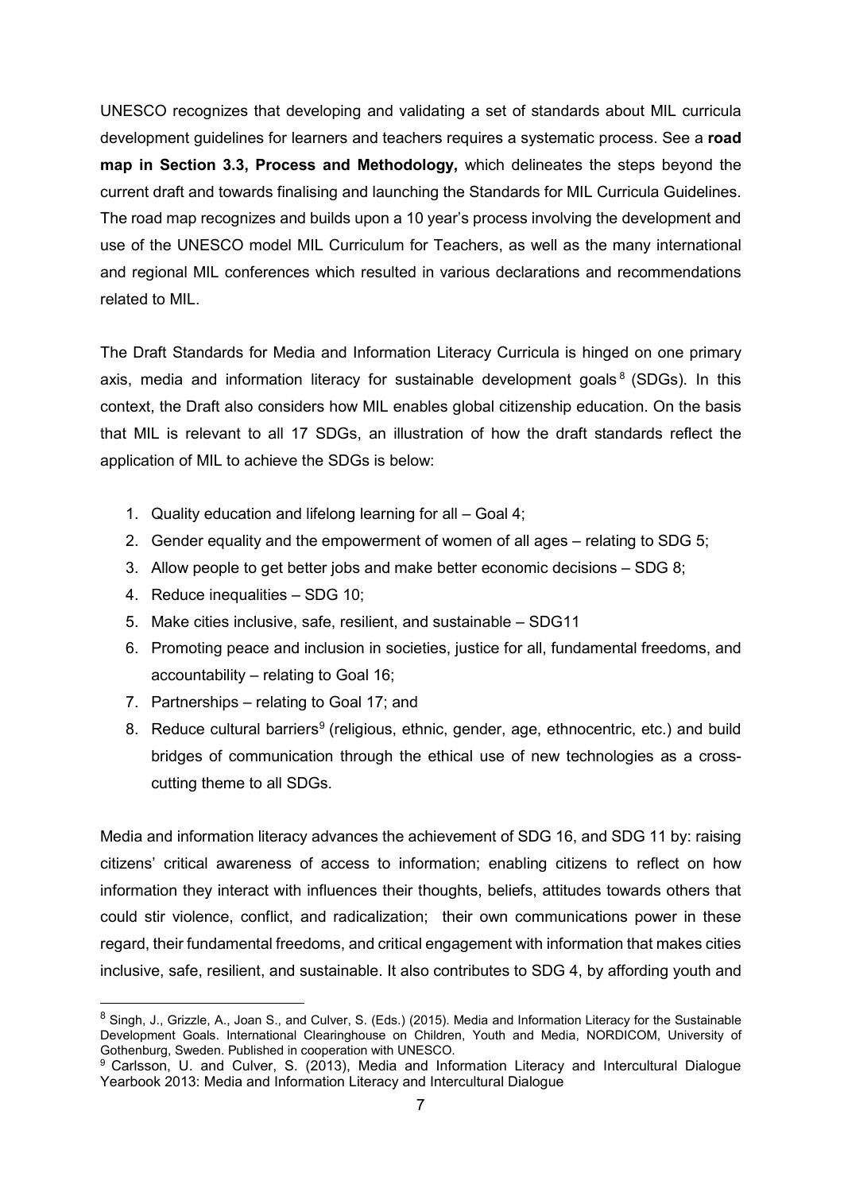UNESCO recognizes that developing and validating a set of standards about MIL curricula development guidelines for learners and teachers requires a systematic process. See a **road map in Section 3.3, Process and Methodology,** which delineates the steps beyond the current draft and towards finalising and launching the Standards for MIL Curricula Guidelines. The road map recognizes and builds upon a 10 year's process involving the development and use of the UNESCO model MIL Curriculum for Teachers, as well as the many international and regional MIL conferences which resulted in various declarations and recommendations related to MIL.

The Draft Standards for Media and Information Literacy Curricula is hinged on one primary axis, media and information literacy for sustainable development goals[8] (SDGs). In this context, the Draft also considers how MIL enables global citizenship education. On the basis that MIL is relevant to all 17 SDGs, an illustration of how the draft standards reflect the application of MIL to achieve the SDGs is below:

1. Quality education and lifelong learning for all – Goal 4;
2. Gender equality and the empowerment of women of all ages – relating to SDG 5;
3. Allow people to get better jobs and make better economic decisions – SDG 8;
4. Reduce inequalities – SDG 10;
5. Make cities inclusive, safe, resilient, and sustainable – SDG11
6. Promoting peace and inclusion in societies, justice for all, fundamental freedoms, and accountability – relating to Goal 16;
7. Partnerships – relating to Goal 17; and
8. Reduce cultural barriers[9] (religious, ethnic, gender, age, ethnocentric, etc.) and build bridges of communication through the ethical use of new technologies as a cross-cutting theme to all SDGs.

Media and information literacy advances the achievement of SDG 16, and SDG 11 by: raising citizens' critical awareness of access to information; enabling citizens to reflect on how information they interact with influences their thoughts, beliefs, attitudes towards others that could stir violence, conflict, and radicalization; their own communications power in these regard, their fundamental freedoms, and critical engagement with information that makes cities inclusive, safe, resilient, and sustainable. It also contributes to SDG 4, by affording youth and

---

[8] Singh, J., Grizzle, A., Joan S., and Culver, S. (Eds.) (2015). Media and Information Literacy for the Sustainable Development Goals. International Clearinghouse on Children, Youth and Media, NORDICOM, University of Gothenburg, Sweden. Published in cooperation with UNESCO.

[9] Carlsson, U. and Culver, S. (2013), Media and Information Literacy and Intercultural Dialogue Yearbook 2013: Media and Information Literacy and Intercultural Dialogue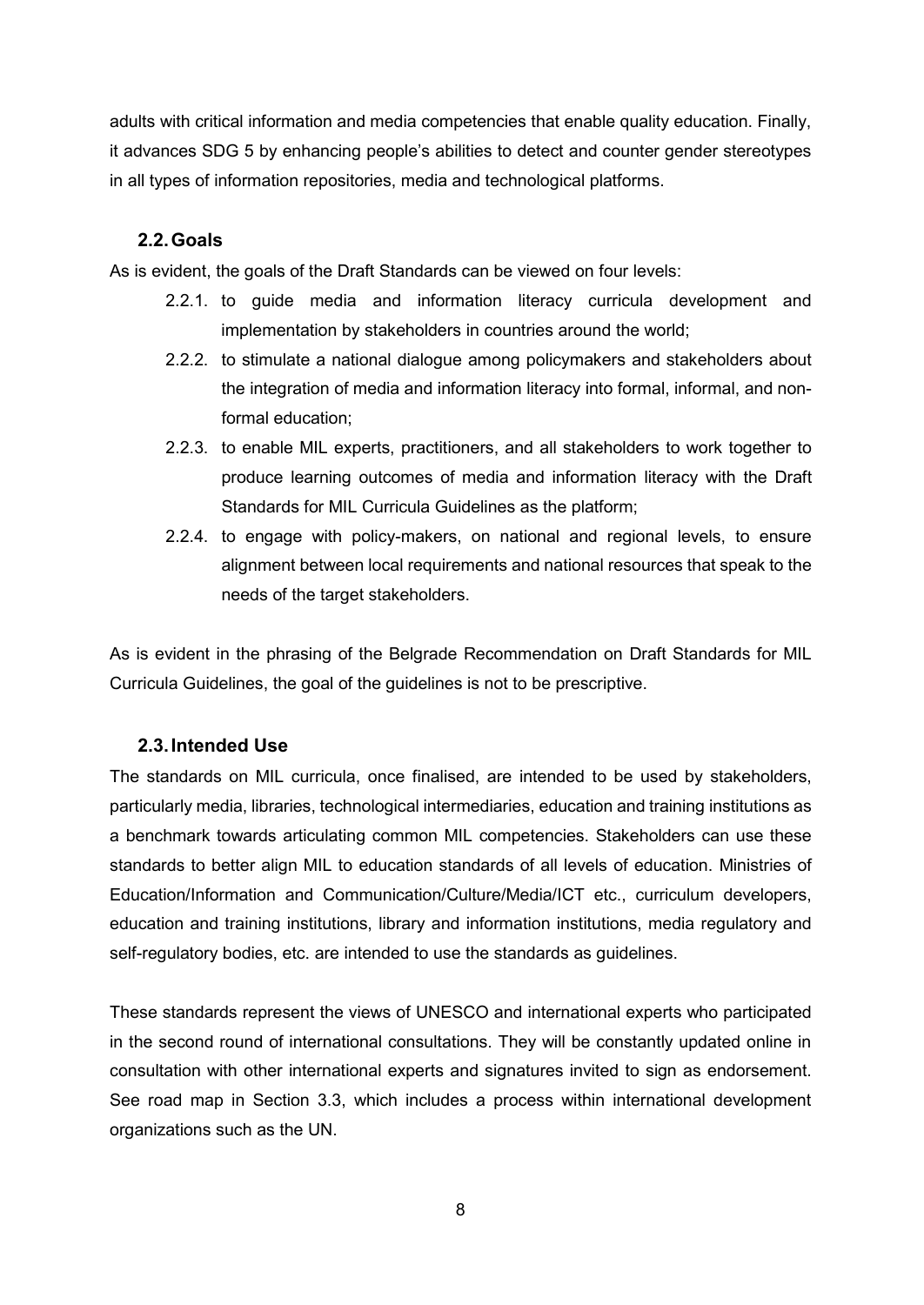adults with critical information and media competencies that enable quality education. Finally, it advances SDG 5 by enhancing people's abilities to detect and counter gender stereotypes in all types of information repositories, media and technological platforms.

## 2.2. Goals

As is evident, the goals of the Draft Standards can be viewed on four levels:

- 2.2.1. to guide media and information literacy curricula development and implementation by stakeholders in countries around the world;
- 2.2.2. to stimulate a national dialogue among policymakers and stakeholders about the integration of media and information literacy into formal, informal, and non-formal education;
- 2.2.3. to enable MIL experts, practitioners, and all stakeholders to work together to produce learning outcomes of media and information literacy with the Draft Standards for MIL Curricula Guidelines as the platform;
- 2.2.4. to engage with policy-makers, on national and regional levels, to ensure alignment between local requirements and national resources that speak to the needs of the target stakeholders.

As is evident in the phrasing of the Belgrade Recommendation on Draft Standards for MIL Curricula Guidelines, the goal of the guidelines is not to be prescriptive.

## 2.3. Intended Use

The standards on MIL curricula, once finalised, are intended to be used by stakeholders, particularly media, libraries, technological intermediaries, education and training institutions as a benchmark towards articulating common MIL competencies. Stakeholders can use these standards to better align MIL to education standards of all levels of education. Ministries of Education/Information and Communication/Culture/Media/ICT etc., curriculum developers, education and training institutions, library and information institutions, media regulatory and self-regulatory bodies, etc. are intended to use the standards as guidelines.

These standards represent the views of UNESCO and international experts who participated in the second round of international consultations. They will be constantly updated online in consultation with other international experts and signatures invited to sign as endorsement. See road map in Section 3.3, which includes a process within international development organizations such as the UN.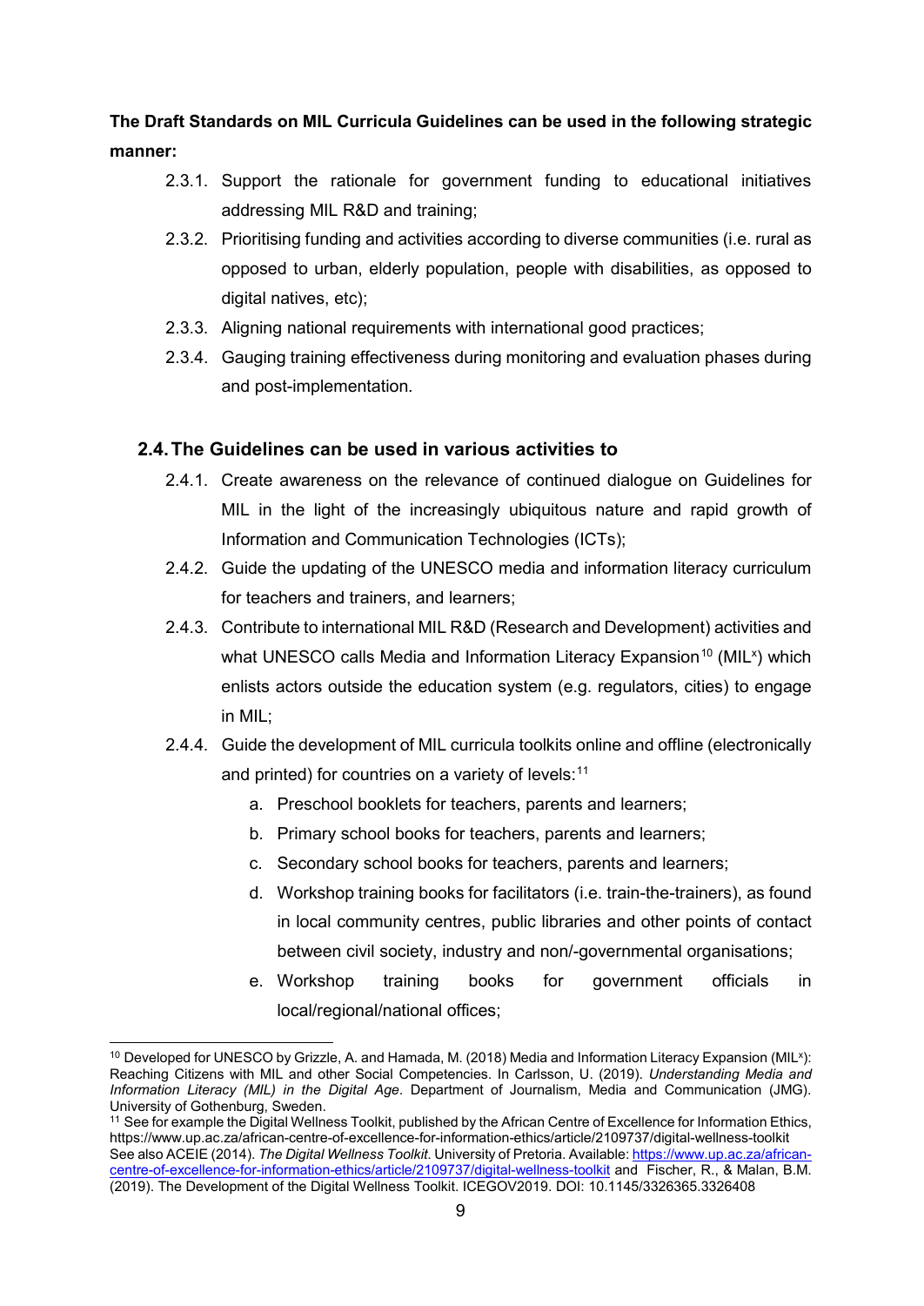**The Draft Standards on MIL Curricula Guidelines can be used in the following strategic manner:**

2.3.1. Support the rationale for government funding to educational initiatives addressing MIL R&D and training;

2.3.2. Prioritising funding and activities according to diverse communities (i.e. rural as opposed to urban, elderly population, people with disabilities, as opposed to digital natives, etc);

2.3.3. Aligning national requirements with international good practices;

2.3.4. Gauging training effectiveness during monitoring and evaluation phases during and post-implementation.

## 2.4. The Guidelines can be used in various activities to

2.4.1. Create awareness on the relevance of continued dialogue on Guidelines for MIL in the light of the increasingly ubiquitous nature and rapid growth of Information and Communication Technologies (ICTs);

2.4.2. Guide the updating of the UNESCO media and information literacy curriculum for teachers and trainers, and learners;

2.4.3. Contribute to international MIL R&D (Research and Development) activities and what UNESCO calls Media and Information Literacy Expansion[10] (MIL$^x$) which enlists actors outside the education system (e.g. regulators, cities) to engage in MIL;

2.4.4. Guide the development of MIL curricula toolkits online and offline (electronically and printed) for countries on a variety of levels:[11]

a. Preschool booklets for teachers, parents and learners;

b. Primary school books for teachers, parents and learners;

c. Secondary school books for teachers, parents and learners;

d. Workshop training books for facilitators (i.e. train-the-trainers), as found in local community centres, public libraries and other points of contact between civil society, industry and non/-governmental organisations;

e. Workshop training books for government officials in local/regional/national offices;

---

[10] Developed for UNESCO by Grizzle, A. and Hamada, M. (2018) Media and Information Literacy Expansion (MIL$^x$): Reaching Citizens with MIL and other Social Competencies. In Carlsson, U. (2019). *Understanding Media and Information Literacy (MIL) in the Digital Age*. Department of Journalism, Media and Communication (JMG). University of Gothenburg, Sweden.

[11] See for example the Digital Wellness Toolkit, published by the African Centre of Excellence for Information Ethics, https://www.up.ac.za/african-centre-of-excellence-for-information-ethics/article/2109737/digital-wellness-toolkit See also ACEIE (2014). *The Digital Wellness Toolkit*. University of Pretoria. Available: https://www.up.ac.za/african-centre-of-excellence-for-information-ethics/article/2109737/digital-wellness-toolkit and Fischer, R., & Malan, B.M. (2019). The Development of the Digital Wellness Toolkit. ICEGOV2019. DOI: 10.1145/3326365.3326408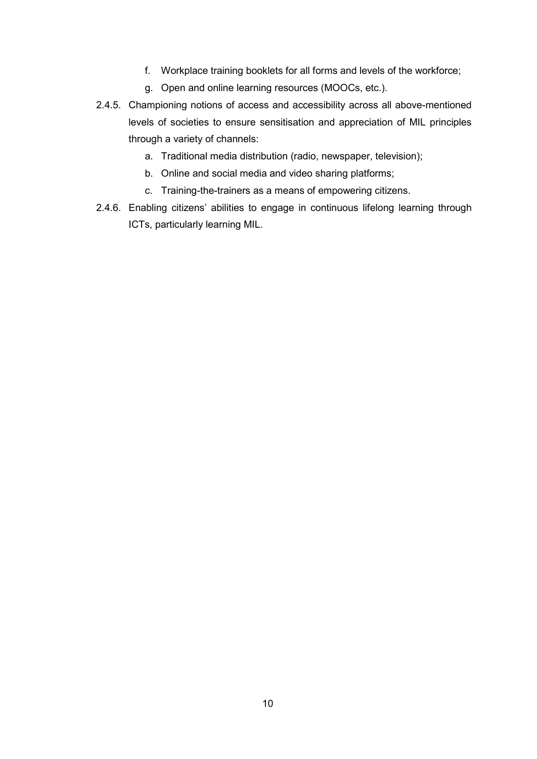f. Workplace training booklets for all forms and levels of the workforce;
   g. Open and online learning resources (MOOCs, etc.).

2.4.5. Championing notions of access and accessibility across all above-mentioned levels of societies to ensure sensitisation and appreciation of MIL principles through a variety of channels:

   a. Traditional media distribution (radio, newspaper, television);
   b. Online and social media and video sharing platforms;
   c. Training-the-trainers as a means of empowering citizens.

2.4.6. Enabling citizens' abilities to engage in continuous lifelong learning through ICTs, particularly learning MIL.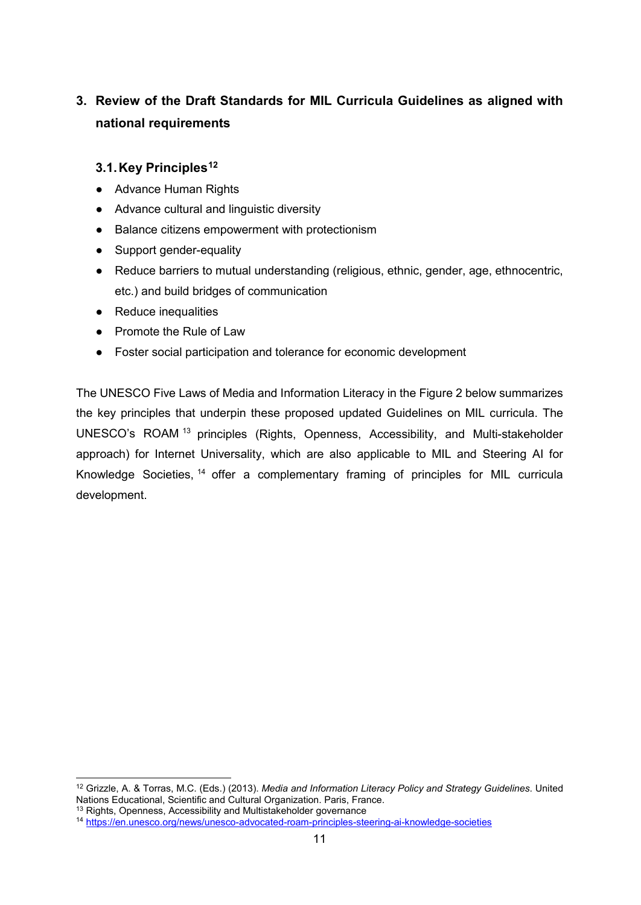## 3. Review of the Draft Standards for MIL Curricula Guidelines as aligned with national requirements

### 3.1. Key Principles[12]

- Advance Human Rights
- Advance cultural and linguistic diversity
- Balance citizens empowerment with protectionism
- Support gender-equality
- Reduce barriers to mutual understanding (religious, ethnic, gender, age, ethnocentric, etc.) and build bridges of communication
- Reduce inequalities
- Promote the Rule of Law
- Foster social participation and tolerance for economic development

The UNESCO Five Laws of Media and Information Literacy in the Figure 2 below summarizes the key principles that underpin these proposed updated Guidelines on MIL curricula. The UNESCO's ROAM [13] principles (Rights, Openness, Accessibility, and Multi-stakeholder approach) for Internet Universality, which are also applicable to MIL and Steering AI for Knowledge Societies, [14] offer a complementary framing of principles for MIL curricula development.

---

[12] Grizzle, A. & Torras, M.C. (Eds.) (2013). *Media and Information Literacy Policy and Strategy Guidelines*. United Nations Educational, Scientific and Cultural Organization. Paris, France.

[13] Rights, Openness, Accessibility and Multistakeholder governance

[14] https://en.unesco.org/news/unesco-advocated-roam-principles-steering-ai-knowledge-societies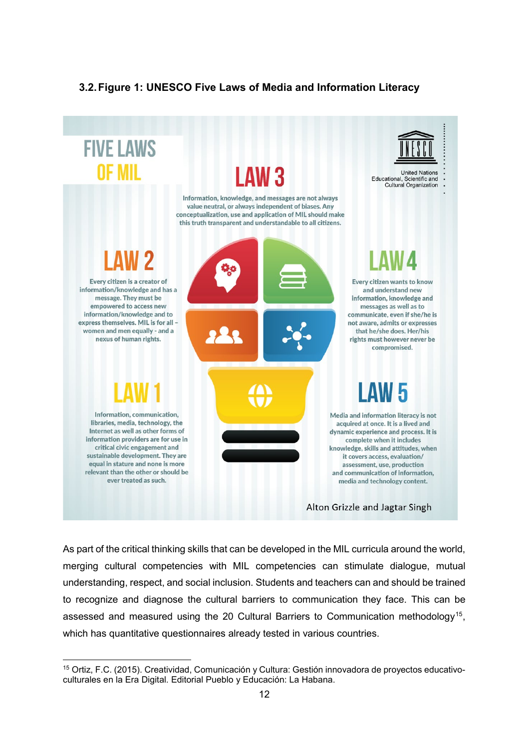### 3.2. Figure 1: UNESCO Five Laws of Media and Information Literacy

FIVE LAWS OF MIL

LAW 3

Information, knowledge, and messages are not always value neutral, or always independent of biases. Any conceptualization, use and application of MIL should make this truth transparent and understandable to all citizens.

United Nations Educational, Scientific and Cultural Organization

LAW 2

Every citizen is a creator of information/knowledge and has a message. They must be empowered to access new information/knowledge and to express themselves. MIL is for all – women and men equally - and a nexus of human rights.

LAW 4

Every citizen wants to know and understand new information, knowledge and messages as well as to communicate, even if she/he is not aware, admits or expresses that he/she does. Her/his rights must however never be compromised.

LAW 1

Information, communication, libraries, media, technology, the Internet as well as other forms of information providers are for use in critical civic engagement and sustainable development. They are equal in stature and none is more relevant than the other or should be ever treated as such.

LAW 5

Media and information literacy is not acquired at once. It is a lived and dynamic experience and process. It is complete when it includes knowledge, skills and attitudes, when it covers access, evaluation/ assessment, use, production and communication of information, media and technology content.

Alton Grizzle and Jagtar Singh

As part of the critical thinking skills that can be developed in the MIL curricula around the world, merging cultural competencies with MIL competencies can stimulate dialogue, mutual understanding, respect, and social inclusion. Students and teachers can and should be trained to recognize and diagnose the cultural barriers to communication they face. This can be assessed and measured using the 20 Cultural Barriers to Communication methodology[15], which has quantitative questionnaires already tested in various countries.

[15] Ortiz, F.C. (2015). Creatividad, Comunicación y Cultura: Gestión innovadora de proyectos educativo-culturales en la Era Digital. Editorial Pueblo y Educación: La Habana.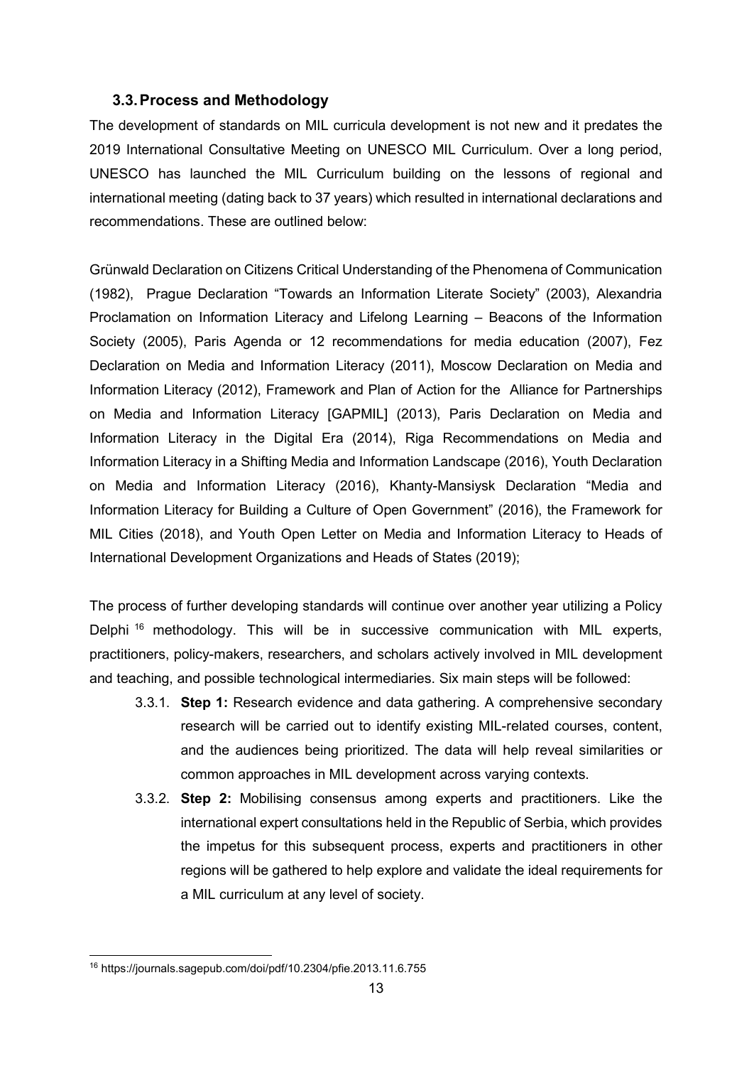### 3.3. Process and Methodology

The development of standards on MIL curricula development is not new and it predates the 2019 International Consultative Meeting on UNESCO MIL Curriculum. Over a long period, UNESCO has launched the MIL Curriculum building on the lessons of regional and international meeting (dating back to 37 years) which resulted in international declarations and recommendations. These are outlined below:

Grünwald Declaration on Citizens Critical Understanding of the Phenomena of Communication (1982), Prague Declaration "Towards an Information Literate Society" (2003), Alexandria Proclamation on Information Literacy and Lifelong Learning – Beacons of the Information Society (2005), Paris Agenda or 12 recommendations for media education (2007), Fez Declaration on Media and Information Literacy (2011), Moscow Declaration on Media and Information Literacy (2012), Framework and Plan of Action for the Alliance for Partnerships on Media and Information Literacy [GAPMIL] (2013), Paris Declaration on Media and Information Literacy in the Digital Era (2014), Riga Recommendations on Media and Information Literacy in a Shifting Media and Information Landscape (2016), Youth Declaration on Media and Information Literacy (2016), Khanty-Mansiysk Declaration "Media and Information Literacy for Building a Culture of Open Government" (2016), the Framework for MIL Cities (2018), and Youth Open Letter on Media and Information Literacy to Heads of International Development Organizations and Heads of States (2019);

The process of further developing standards will continue over another year utilizing a Policy Delphi [16] methodology. This will be in successive communication with MIL experts, practitioners, policy-makers, researchers, and scholars actively involved in MIL development and teaching, and possible technological intermediaries. Six main steps will be followed:

3.3.1. **Step 1:** Research evidence and data gathering. A comprehensive secondary research will be carried out to identify existing MIL-related courses, content, and the audiences being prioritized. The data will help reveal similarities or common approaches in MIL development across varying contexts.

3.3.2. **Step 2:** Mobilising consensus among experts and practitioners. Like the international expert consultations held in the Republic of Serbia, which provides the impetus for this subsequent process, experts and practitioners in other regions will be gathered to help explore and validate the ideal requirements for a MIL curriculum at any level of society.

---

[16] https://journals.sagepub.com/doi/pdf/10.2304/pfie.2013.11.6.755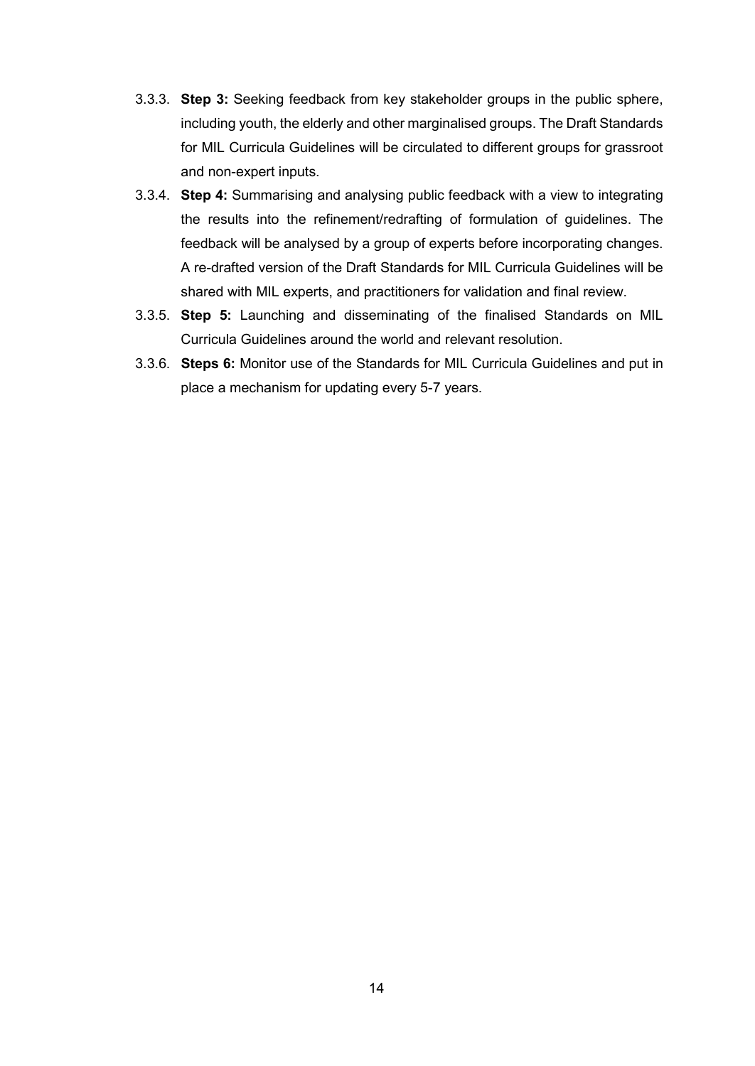3.3.3. **Step 3:** Seeking feedback from key stakeholder groups in the public sphere, including youth, the elderly and other marginalised groups. The Draft Standards for MIL Curricula Guidelines will be circulated to different groups for grassroot and non-expert inputs.

3.3.4. **Step 4:** Summarising and analysing public feedback with a view to integrating the results into the refinement/redrafting of formulation of guidelines. The feedback will be analysed by a group of experts before incorporating changes. A re-drafted version of the Draft Standards for MIL Curricula Guidelines will be shared with MIL experts, and practitioners for validation and final review.

3.3.5. **Step 5:** Launching and disseminating of the finalised Standards on MIL Curricula Guidelines around the world and relevant resolution.

3.3.6. **Steps 6:** Monitor use of the Standards for MIL Curricula Guidelines and put in place a mechanism for updating every 5-7 years.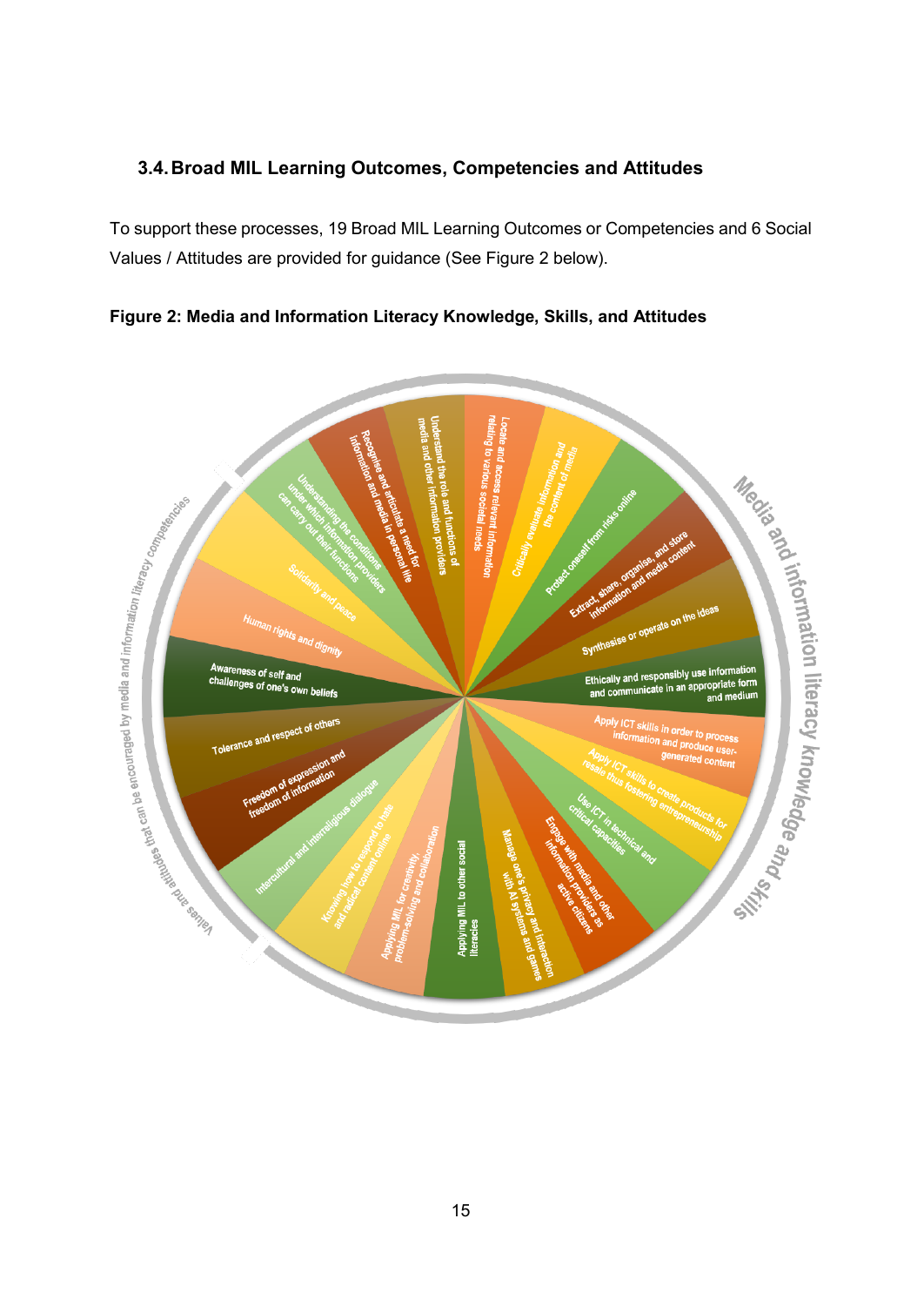### 3.4. Broad MIL Learning Outcomes, Competencies and Attitudes

To support these processes, 19 Broad MIL Learning Outcomes or Competencies and 6 Social Values / Attitudes are provided for guidance (See Figure 2 below).

**Figure 2: Media and Information Literacy Knowledge, Skills, and Attitudes**

Media and information literacy knowledge and skills

- Locate and access relevant information relating to various societal needs
- Critically evaluate information and the content of media
- Protect oneself from risks online
- Extract, share, organise, and store information and media content
- Synthesise or operate on the ideas
- Ethically and responsibly use information and communicate in an appropriate form and medium
- Apply ICT skills in order to process information and produce user-generated content
- Apply ICT skills to create products for resale thus fostering entrepreneurship
- Use ICT in technical and critical capacities
- Engage with media and other information providers as active citizens
- Manage one's privacy and interaction with AI systems and games
- Applying MIL to other social literacies
- Applying MIL for creativity, problem-solving and collaboration
- Knowing how to respond to hate and radical content online
- Understand the role and functions of media and other information providers
- Recognise and articulate a need for information and media in personal life
- Understanding the conditions under which information providers can carry out their functions

Values and attitudes that can be encouraged by media and information literacy competencies

- Intercultural and interreligious dialogue
- Freedom of expression and freedom of information
- Tolerance and respect of others
- Awareness of self and challenges of one's own beliefs
- Human rights and dignity
- Solidarity and peace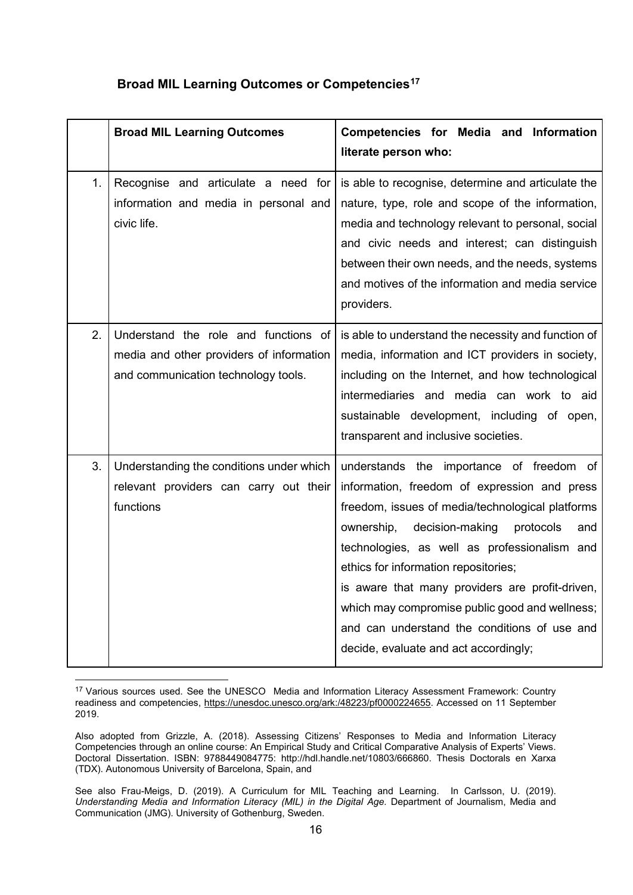### Broad MIL Learning Outcomes or Competencies[17]

| | Broad MIL Learning Outcomes | Competencies for Media and Information literate person who: |
|---|---|---|
| 1. | Recognise and articulate a need for information and media in personal and civic life. | is able to recognise, determine and articulate the nature, type, role and scope of the information, media and technology relevant to personal, social and civic needs and interest; can distinguish between their own needs, and the needs, systems and motives of the information and media service providers. |
| 2. | Understand the role and functions of media and other providers of information and communication technology tools. | is able to understand the necessity and function of media, information and ICT providers in society, including on the Internet, and how technological intermediaries and media can work to aid sustainable development, including of open, transparent and inclusive societies. |
| 3. | Understanding the conditions under which relevant providers can carry out their functions | understands the importance of freedom of information, freedom of expression and press freedom, issues of media/technological platforms ownership, decision-making protocols and technologies, as well as professionalism and ethics for information repositories; is aware that many providers are profit-driven, which may compromise public good and wellness; and can understand the conditions of use and decide, evaluate and act accordingly; |

[17] Various sources used. See the UNESCO Media and Information Literacy Assessment Framework: Country readiness and competencies, https://unesdoc.unesco.org/ark:/48223/pf0000224655. Accessed on 11 September 2019.

Also adopted from Grizzle, A. (2018). Assessing Citizens' Responses to Media and Information Literacy Competencies through an online course: An Empirical Study and Critical Comparative Analysis of Experts' Views. Doctoral Dissertation. ISBN: 9788449084775: http://hdl.handle.net/10803/666860. Thesis Doctorals en Xarxa (TDX). Autonomous University of Barcelona, Spain, and

See also Frau-Meigs, D. (2019). A Curriculum for MIL Teaching and Learning. In Carlsson, U. (2019). *Understanding Media and Information Literacy (MIL) in the Digital Age.* Department of Journalism, Media and Communication (JMG). University of Gothenburg, Sweden.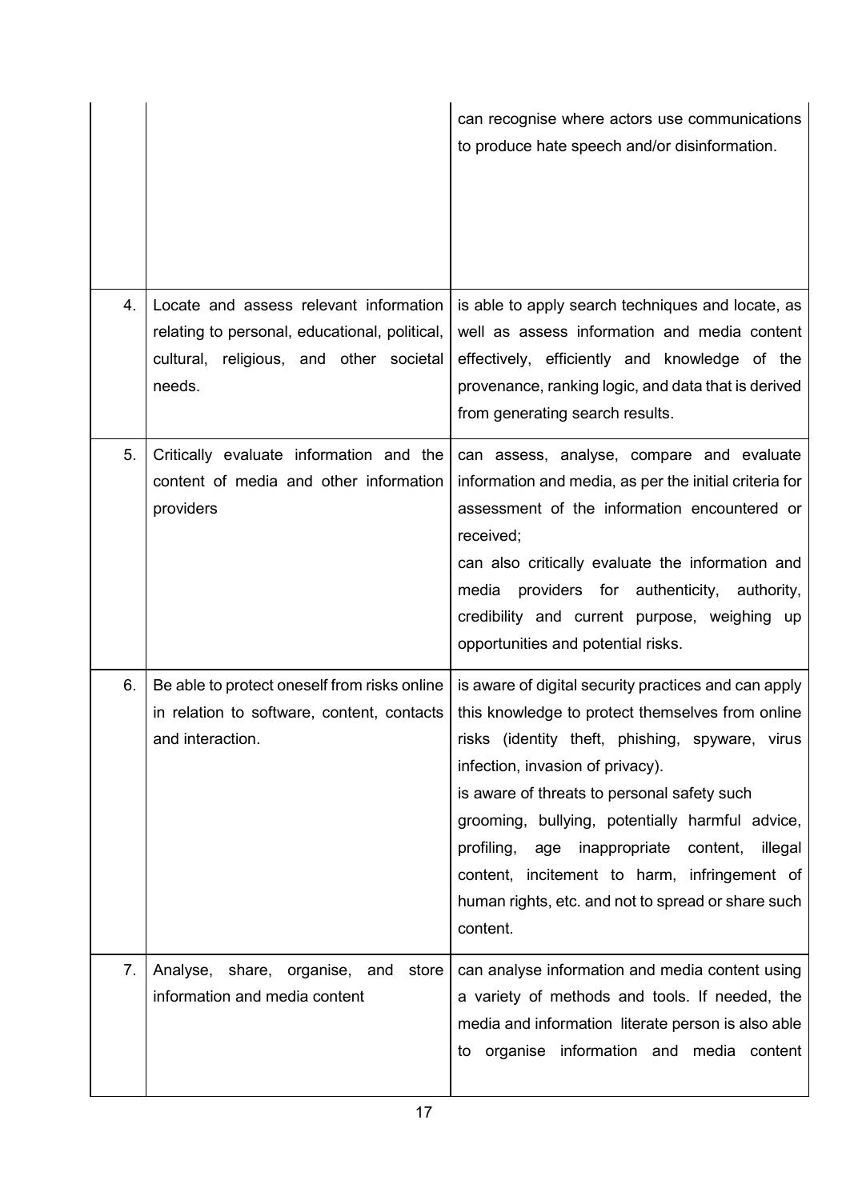| | | |
|---|---|---|
| | | can recognise where actors use communications to produce hate speech and/or disinformation. |
| 4. | Locate and assess relevant information relating to personal, educational, political, cultural, religious, and other societal needs. | is able to apply search techniques and locate, as well as assess information and media content effectively, efficiently and knowledge of the provenance, ranking logic, and data that is derived from generating search results. |
| 5. | Critically evaluate information and the content of media and other information providers | can assess, analyse, compare and evaluate information and media, as per the initial criteria for assessment of the information encountered or received;<br>can also critically evaluate the information and media providers for authenticity, authority, credibility and current purpose, weighing up opportunities and potential risks. |
| 6. | Be able to protect oneself from risks online in relation to software, content, contacts and interaction. | is aware of digital security practices and can apply this knowledge to protect themselves from online risks (identity theft, phishing, spyware, virus infection, invasion of privacy).<br>is aware of threats to personal safety such grooming, bullying, potentially harmful advice, profiling, age inappropriate content, illegal content, incitement to harm, infringement of human rights, etc. and not to spread or share such content. |
| 7. | Analyse, share, organise, and store information and media content | can analyse information and media content using a variety of methods and tools. If needed, the media and information literate person is also able to organise information and media content |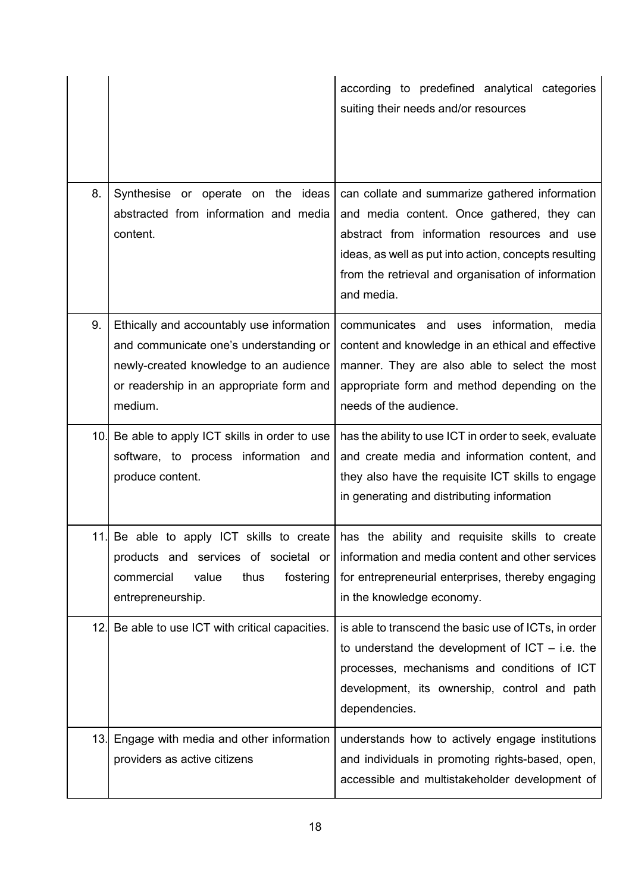| | | |
|---|---|---|
| | | according to predefined analytical categories suiting their needs and/or resources |
| 8. | Synthesise or operate on the ideas abstracted from information and media content. | can collate and summarize gathered information and media content. Once gathered, they can abstract from information resources and use ideas, as well as put into action, concepts resulting from the retrieval and organisation of information and media. |
| 9. | Ethically and accountably use information and communicate one's understanding or newly-created knowledge to an audience or readership in an appropriate form and medium. | communicates and uses information, media content and knowledge in an ethical and effective manner. They are also able to select the most appropriate form and method depending on the needs of the audience. |
| 10. | Be able to apply ICT skills in order to use software, to process information and produce content. | has the ability to use ICT in order to seek, evaluate and create media and information content, and they also have the requisite ICT skills to engage in generating and distributing information |
| 11. | Be able to apply ICT skills to create products and services of societal or commercial value thus fostering entrepreneurship. | has the ability and requisite skills to create information and media content and other services for entrepreneurial enterprises, thereby engaging in the knowledge economy. |
| 12. | Be able to use ICT with critical capacities. | is able to transcend the basic use of ICTs, in order to understand the development of ICT – i.e. the processes, mechanisms and conditions of ICT development, its ownership, control and path dependencies. |
| 13. | Engage with media and other information providers as active citizens | understands how to actively engage institutions and individuals in promoting rights-based, open, accessible and multistakeholder development of |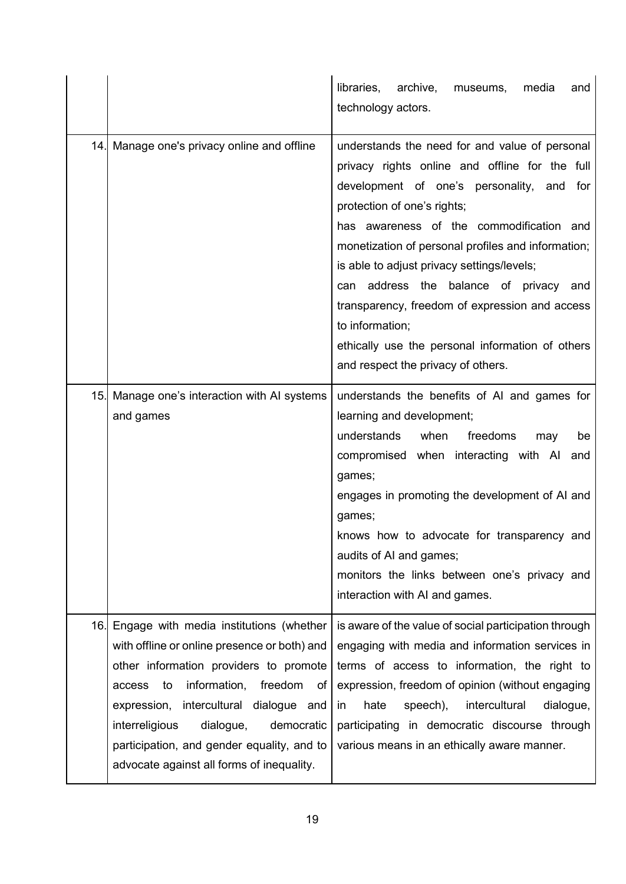| | | |
|---|---|---|
| | | libraries, archive, museums, media and technology actors. |
| 14. | Manage one's privacy online and offline | understands the need for and value of personal privacy rights online and offline for the full development of one's personality, and for protection of one's rights;<br>has awareness of the commodification and monetization of personal profiles and information;<br>is able to adjust privacy settings/levels;<br>can address the balance of privacy and transparency, freedom of expression and access to information;<br>ethically use the personal information of others and respect the privacy of others. |
| 15. | Manage one's interaction with AI systems and games | understands the benefits of AI and games for learning and development;<br>understands when freedoms may be compromised when interacting with AI and games;<br>engages in promoting the development of AI and games;<br>knows how to advocate for transparency and audits of AI and games;<br>monitors the links between one's privacy and interaction with AI and games. |
| 16. | Engage with media institutions (whether with offline or online presence or both) and other information providers to promote access to information, freedom of expression, intercultural dialogue and interreligious dialogue, democratic participation, and gender equality, and to advocate against all forms of inequality. | is aware of the value of social participation through engaging with media and information services in terms of access to information, the right to expression, freedom of opinion (without engaging in hate speech), intercultural dialogue, participating in democratic discourse through various means in an ethically aware manner. |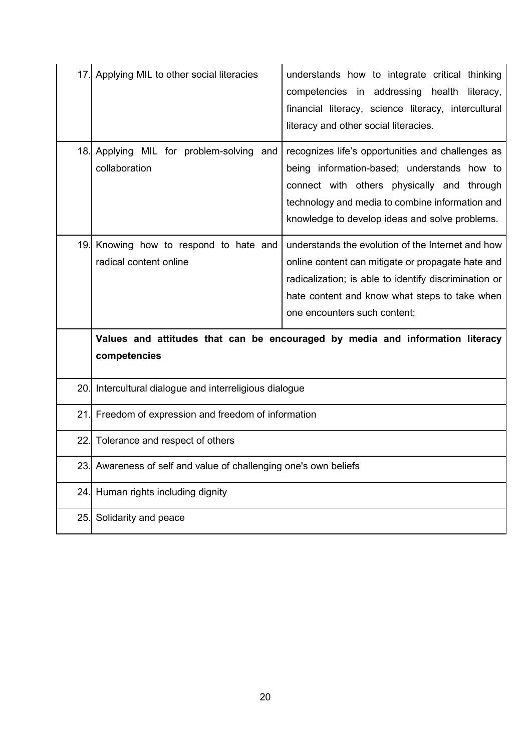| | | |
|---|---|---|
| 17. | Applying MIL to other social literacies | understands how to integrate critical thinking competencies in addressing health literacy, financial literacy, science literacy, intercultural literacy and other social literacies. |
| 18. | Applying MIL for problem-solving and collaboration | recognizes life's opportunities and challenges as being information-based; understands how to connect with others physically and through technology and media to combine information and knowledge to develop ideas and solve problems. |
| 19. | Knowing how to respond to hate and radical content online | understands the evolution of the Internet and how online content can mitigate or propagate hate and radicalization; is able to identify discrimination or hate content and know what steps to take when one encounters such content; |
| | **Values and attitudes that can be encouraged by media and information literacy competencies** | |
| 20. | Intercultural dialogue and interreligious dialogue | |
| 21. | Freedom of expression and freedom of information | |
| 22. | Tolerance and respect of others | |
| 23. | Awareness of self and value of challenging one's own beliefs | |
| 24. | Human rights including dignity | |
| 25. | Solidarity and peace | |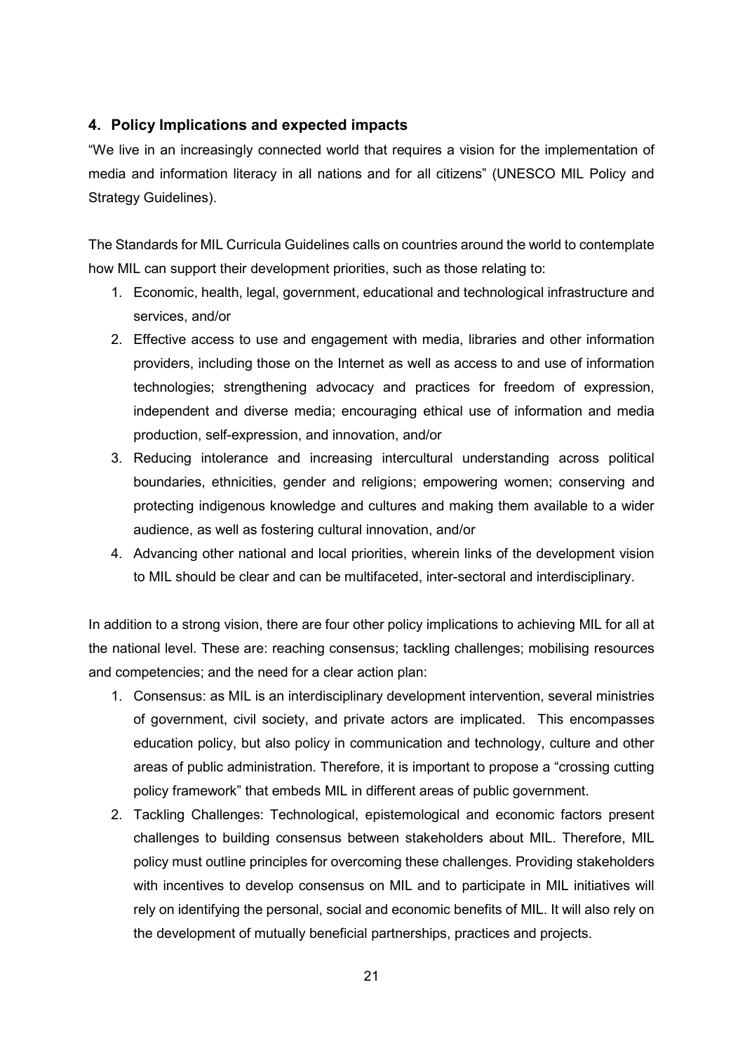## 4. Policy Implications and expected impacts

"We live in an increasingly connected world that requires a vision for the implementation of media and information literacy in all nations and for all citizens" (UNESCO MIL Policy and Strategy Guidelines).

The Standards for MIL Curricula Guidelines calls on countries around the world to contemplate how MIL can support their development priorities, such as those relating to:

1. Economic, health, legal, government, educational and technological infrastructure and services, and/or
2. Effective access to use and engagement with media, libraries and other information providers, including those on the Internet as well as access to and use of information technologies; strengthening advocacy and practices for freedom of expression, independent and diverse media; encouraging ethical use of information and media production, self-expression, and innovation, and/or
3. Reducing intolerance and increasing intercultural understanding across political boundaries, ethnicities, gender and religions; empowering women; conserving and protecting indigenous knowledge and cultures and making them available to a wider audience, as well as fostering cultural innovation, and/or
4. Advancing other national and local priorities, wherein links of the development vision to MIL should be clear and can be multifaceted, inter-sectoral and interdisciplinary.

In addition to a strong vision, there are four other policy implications to achieving MIL for all at the national level. These are: reaching consensus; tackling challenges; mobilising resources and competencies; and the need for a clear action plan:

1. Consensus: as MIL is an interdisciplinary development intervention, several ministries of government, civil society, and private actors are implicated. This encompasses education policy, but also policy in communication and technology, culture and other areas of public administration. Therefore, it is important to propose a "crossing cutting policy framework" that embeds MIL in different areas of public government.
2. Tackling Challenges: Technological, epistemological and economic factors present challenges to building consensus between stakeholders about MIL. Therefore, MIL policy must outline principles for overcoming these challenges. Providing stakeholders with incentives to develop consensus on MIL and to participate in MIL initiatives will rely on identifying the personal, social and economic benefits of MIL. It will also rely on the development of mutually beneficial partnerships, practices and projects.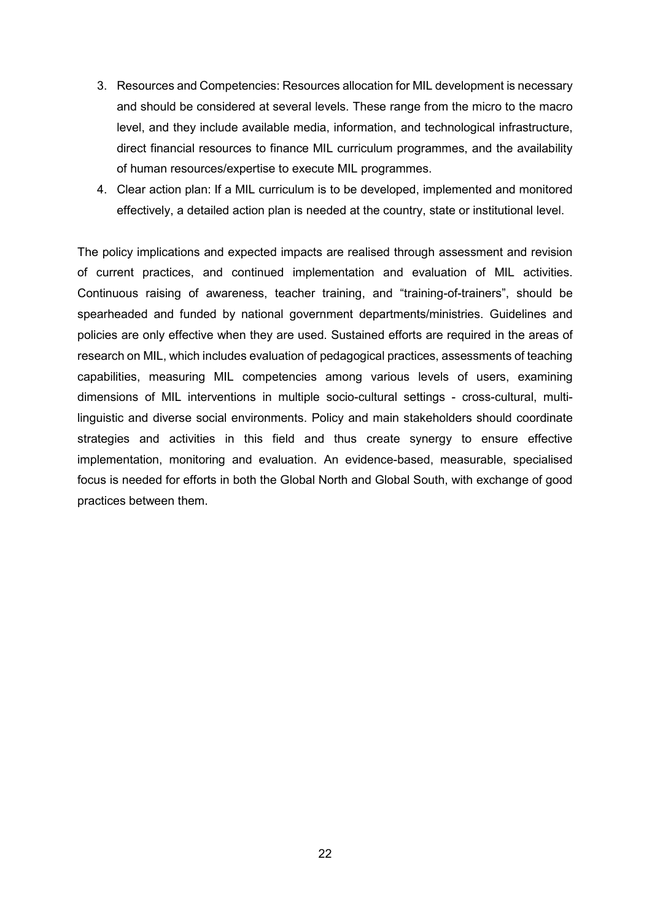3. Resources and Competencies: Resources allocation for MIL development is necessary and should be considered at several levels. These range from the micro to the macro level, and they include available media, information, and technological infrastructure, direct financial resources to finance MIL curriculum programmes, and the availability of human resources/expertise to execute MIL programmes.
4. Clear action plan: If a MIL curriculum is to be developed, implemented and monitored effectively, a detailed action plan is needed at the country, state or institutional level.

The policy implications and expected impacts are realised through assessment and revision of current practices, and continued implementation and evaluation of MIL activities. Continuous raising of awareness, teacher training, and "training-of-trainers", should be spearheaded and funded by national government departments/ministries. Guidelines and policies are only effective when they are used. Sustained efforts are required in the areas of research on MIL, which includes evaluation of pedagogical practices, assessments of teaching capabilities, measuring MIL competencies among various levels of users, examining dimensions of MIL interventions in multiple socio-cultural settings - cross-cultural, multi-linguistic and diverse social environments. Policy and main stakeholders should coordinate strategies and activities in this field and thus create synergy to ensure effective implementation, monitoring and evaluation. An evidence-based, measurable, specialised focus is needed for efforts in both the Global North and Global South, with exchange of good practices between them.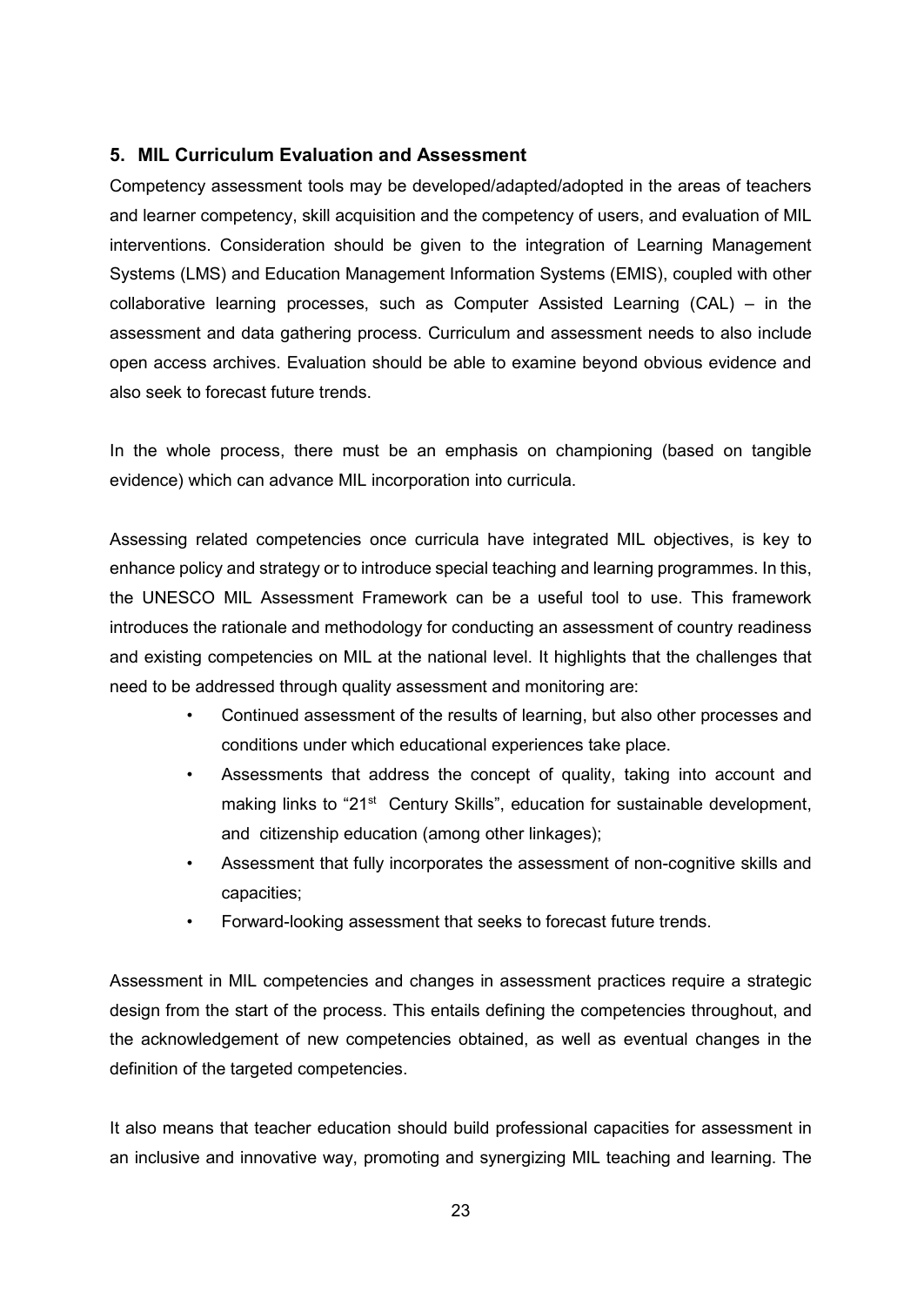## 5. MIL Curriculum Evaluation and Assessment

Competency assessment tools may be developed/adapted/adopted in the areas of teachers and learner competency, skill acquisition and the competency of users, and evaluation of MIL interventions. Consideration should be given to the integration of Learning Management Systems (LMS) and Education Management Information Systems (EMIS), coupled with other collaborative learning processes, such as Computer Assisted Learning (CAL) – in the assessment and data gathering process. Curriculum and assessment needs to also include open access archives. Evaluation should be able to examine beyond obvious evidence and also seek to forecast future trends.

In the whole process, there must be an emphasis on championing (based on tangible evidence) which can advance MIL incorporation into curricula.

Assessing related competencies once curricula have integrated MIL objectives, is key to enhance policy and strategy or to introduce special teaching and learning programmes. In this, the UNESCO MIL Assessment Framework can be a useful tool to use. This framework introduces the rationale and methodology for conducting an assessment of country readiness and existing competencies on MIL at the national level. It highlights that the challenges that need to be addressed through quality assessment and monitoring are:

- Continued assessment of the results of learning, but also other processes and conditions under which educational experiences take place.
- Assessments that address the concept of quality, taking into account and making links to "21st Century Skills", education for sustainable development, and citizenship education (among other linkages);
- Assessment that fully incorporates the assessment of non-cognitive skills and capacities;
- Forward-looking assessment that seeks to forecast future trends.

Assessment in MIL competencies and changes in assessment practices require a strategic design from the start of the process. This entails defining the competencies throughout, and the acknowledgement of new competencies obtained, as well as eventual changes in the definition of the targeted competencies.

It also means that teacher education should build professional capacities for assessment in an inclusive and innovative way, promoting and synergizing MIL teaching and learning. The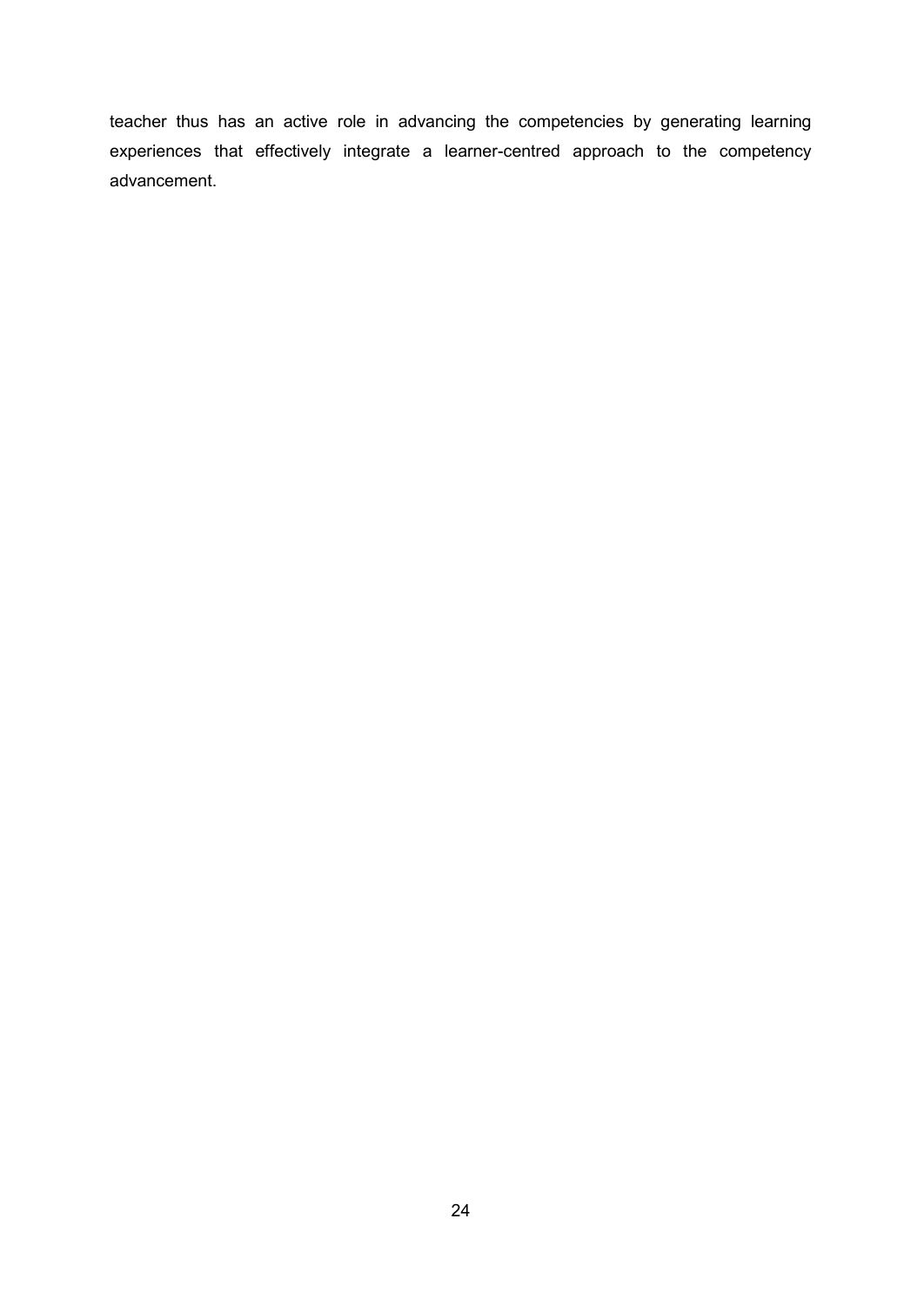teacher thus has an active role in advancing the competencies by generating learning experiences that effectively integrate a learner-centred approach to the competency advancement.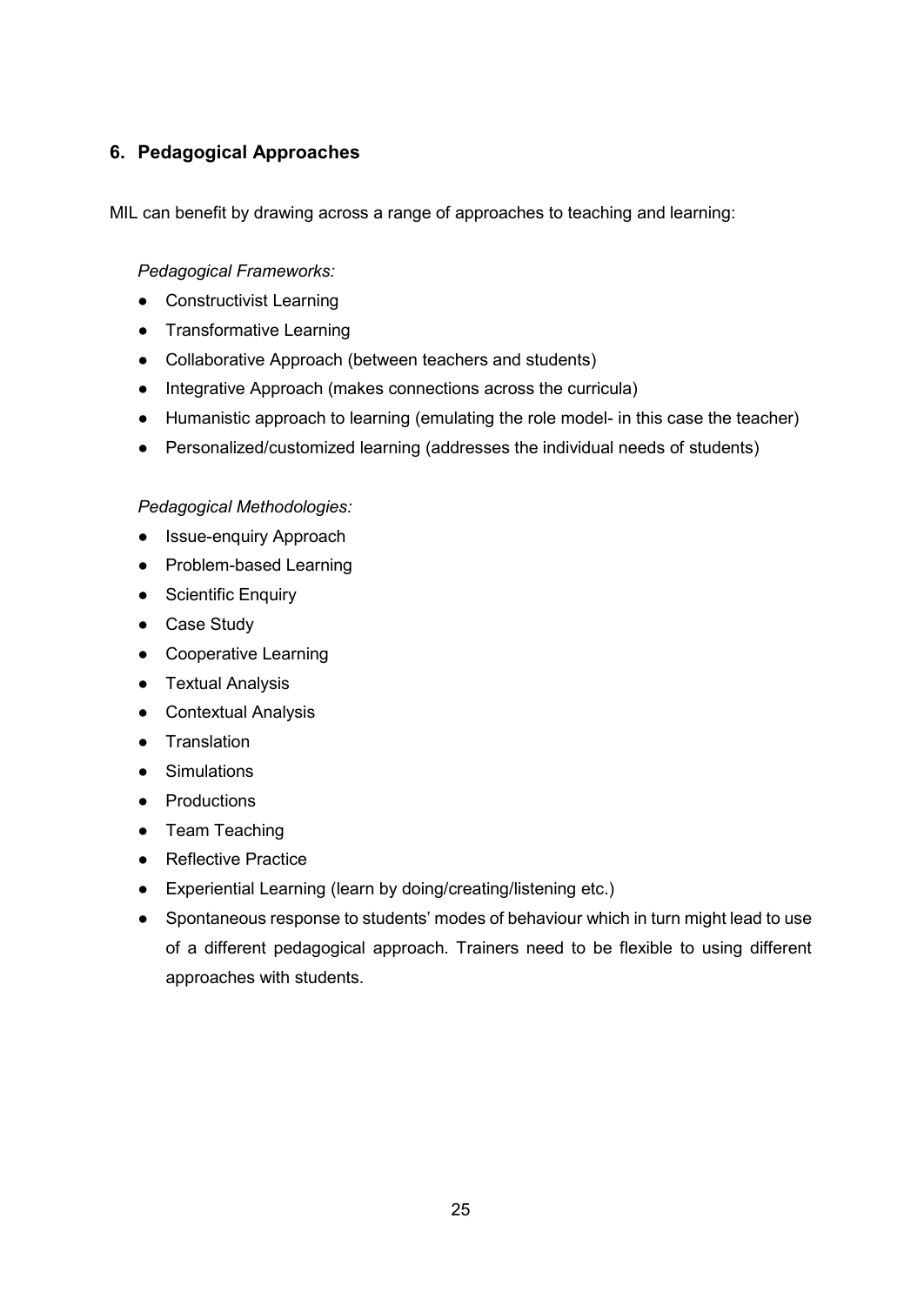## 6. Pedagogical Approaches

MIL can benefit by drawing across a range of approaches to teaching and learning:

*Pedagogical Frameworks:*

- Constructivist Learning
- Transformative Learning
- Collaborative Approach (between teachers and students)
- Integrative Approach (makes connections across the curricula)
- Humanistic approach to learning (emulating the role model- in this case the teacher)
- Personalized/customized learning (addresses the individual needs of students)

*Pedagogical Methodologies:*

- Issue-enquiry Approach
- Problem-based Learning
- Scientific Enquiry
- Case Study
- Cooperative Learning
- Textual Analysis
- Contextual Analysis
- Translation
- Simulations
- Productions
- Team Teaching
- Reflective Practice
- Experiential Learning (learn by doing/creating/listening etc.)
- Spontaneous response to students' modes of behaviour which in turn might lead to use of a different pedagogical approach. Trainers need to be flexible to using different approaches with students.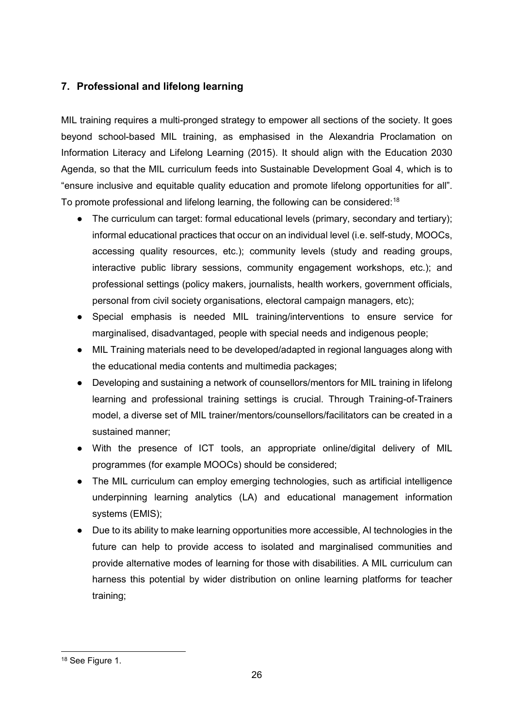## 7. Professional and lifelong learning

MIL training requires a multi-pronged strategy to empower all sections of the society. It goes beyond school-based MIL training, as emphasised in the Alexandria Proclamation on Information Literacy and Lifelong Learning (2015). It should align with the Education 2030 Agenda, so that the MIL curriculum feeds into Sustainable Development Goal 4, which is to "ensure inclusive and equitable quality education and promote lifelong opportunities for all". To promote professional and lifelong learning, the following can be considered:[18]

- The curriculum can target: formal educational levels (primary, secondary and tertiary); informal educational practices that occur on an individual level (i.e. self-study, MOOCs, accessing quality resources, etc.); community levels (study and reading groups, interactive public library sessions, community engagement workshops, etc.); and professional settings (policy makers, journalists, health workers, government officials, personal from civil society organisations, electoral campaign managers, etc);
- Special emphasis is needed MIL training/interventions to ensure service for marginalised, disadvantaged, people with special needs and indigenous people;
- MIL Training materials need to be developed/adapted in regional languages along with the educational media contents and multimedia packages;
- Developing and sustaining a network of counsellors/mentors for MIL training in lifelong learning and professional training settings is crucial. Through Training-of-Trainers model, a diverse set of MIL trainer/mentors/counsellors/facilitators can be created in a sustained manner;
- With the presence of ICT tools, an appropriate online/digital delivery of MIL programmes (for example MOOCs) should be considered;
- The MIL curriculum can employ emerging technologies, such as artificial intelligence underpinning learning analytics (LA) and educational management information systems (EMIS);
- Due to its ability to make learning opportunities more accessible, AI technologies in the future can help to provide access to isolated and marginalised communities and provide alternative modes of learning for those with disabilities. A MIL curriculum can harness this potential by wider distribution on online learning platforms for teacher training;

[18] See Figure 1.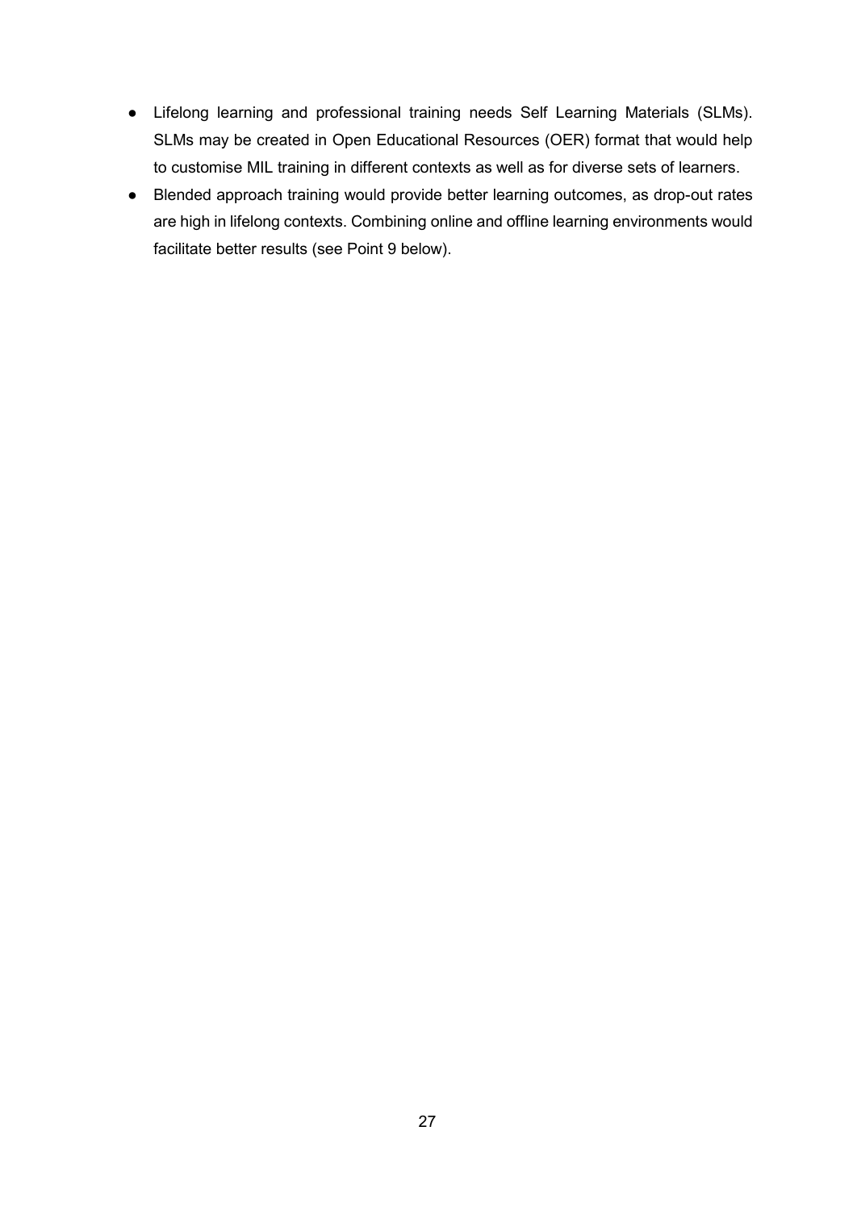- Lifelong learning and professional training needs Self Learning Materials (SLMs). SLMs may be created in Open Educational Resources (OER) format that would help to customise MIL training in different contexts as well as for diverse sets of learners.
- Blended approach training would provide better learning outcomes, as drop-out rates are high in lifelong contexts. Combining online and offline learning environments would facilitate better results (see Point 9 below).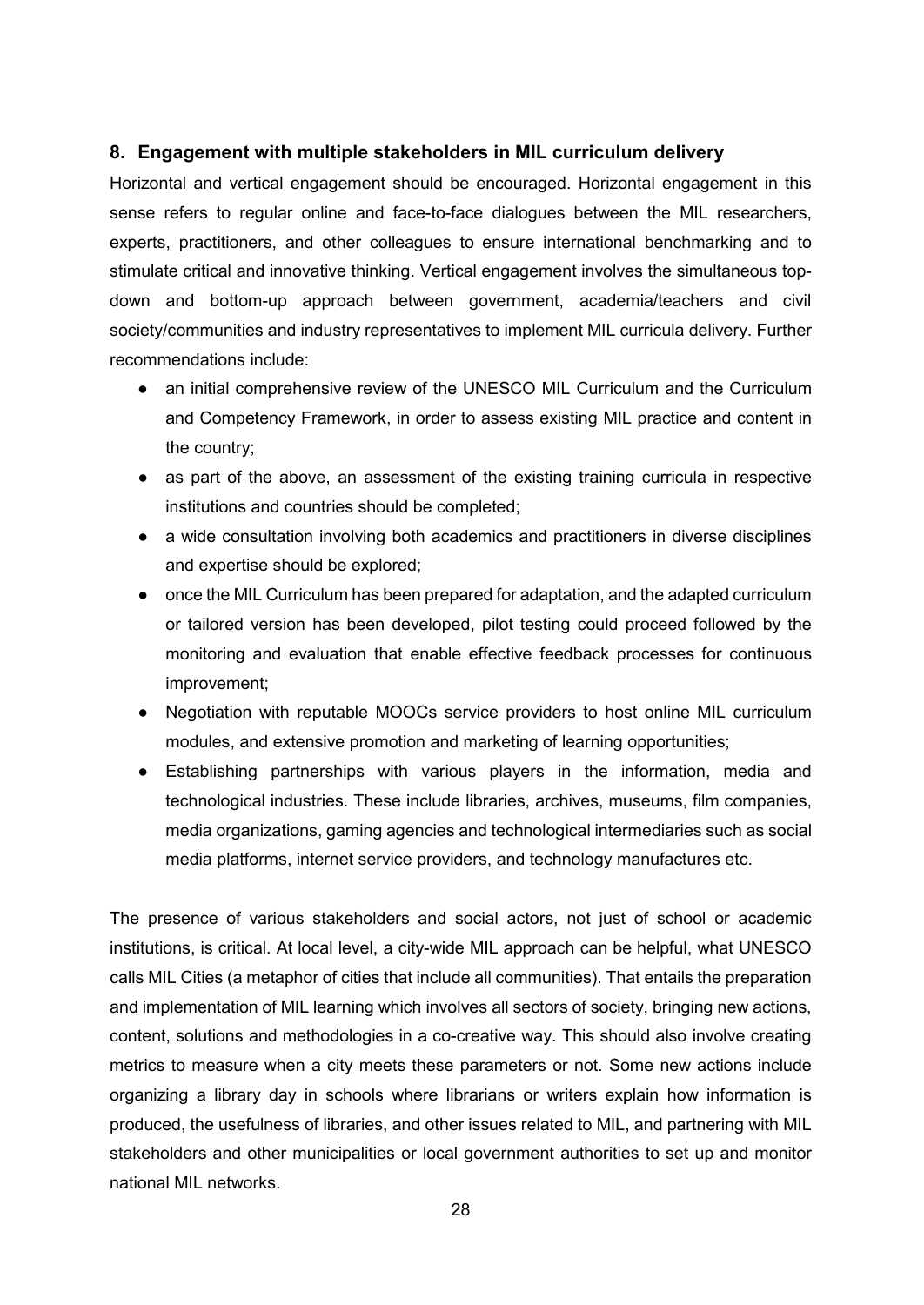## 8. Engagement with multiple stakeholders in MIL curriculum delivery

Horizontal and vertical engagement should be encouraged. Horizontal engagement in this sense refers to regular online and face-to-face dialogues between the MIL researchers, experts, practitioners, and other colleagues to ensure international benchmarking and to stimulate critical and innovative thinking. Vertical engagement involves the simultaneous top-down and bottom-up approach between government, academia/teachers and civil society/communities and industry representatives to implement MIL curricula delivery. Further recommendations include:

- an initial comprehensive review of the UNESCO MIL Curriculum and the Curriculum and Competency Framework, in order to assess existing MIL practice and content in the country;
- as part of the above, an assessment of the existing training curricula in respective institutions and countries should be completed;
- a wide consultation involving both academics and practitioners in diverse disciplines and expertise should be explored;
- once the MIL Curriculum has been prepared for adaptation, and the adapted curriculum or tailored version has been developed, pilot testing could proceed followed by the monitoring and evaluation that enable effective feedback processes for continuous improvement;
- Negotiation with reputable MOOCs service providers to host online MIL curriculum modules, and extensive promotion and marketing of learning opportunities;
- Establishing partnerships with various players in the information, media and technological industries. These include libraries, archives, museums, film companies, media organizations, gaming agencies and technological intermediaries such as social media platforms, internet service providers, and technology manufactures etc.

The presence of various stakeholders and social actors, not just of school or academic institutions, is critical. At local level, a city-wide MIL approach can be helpful, what UNESCO calls MIL Cities (a metaphor of cities that include all communities). That entails the preparation and implementation of MIL learning which involves all sectors of society, bringing new actions, content, solutions and methodologies in a co-creative way. This should also involve creating metrics to measure when a city meets these parameters or not. Some new actions include organizing a library day in schools where librarians or writers explain how information is produced, the usefulness of libraries, and other issues related to MIL, and partnering with MIL stakeholders and other municipalities or local government authorities to set up and monitor national MIL networks.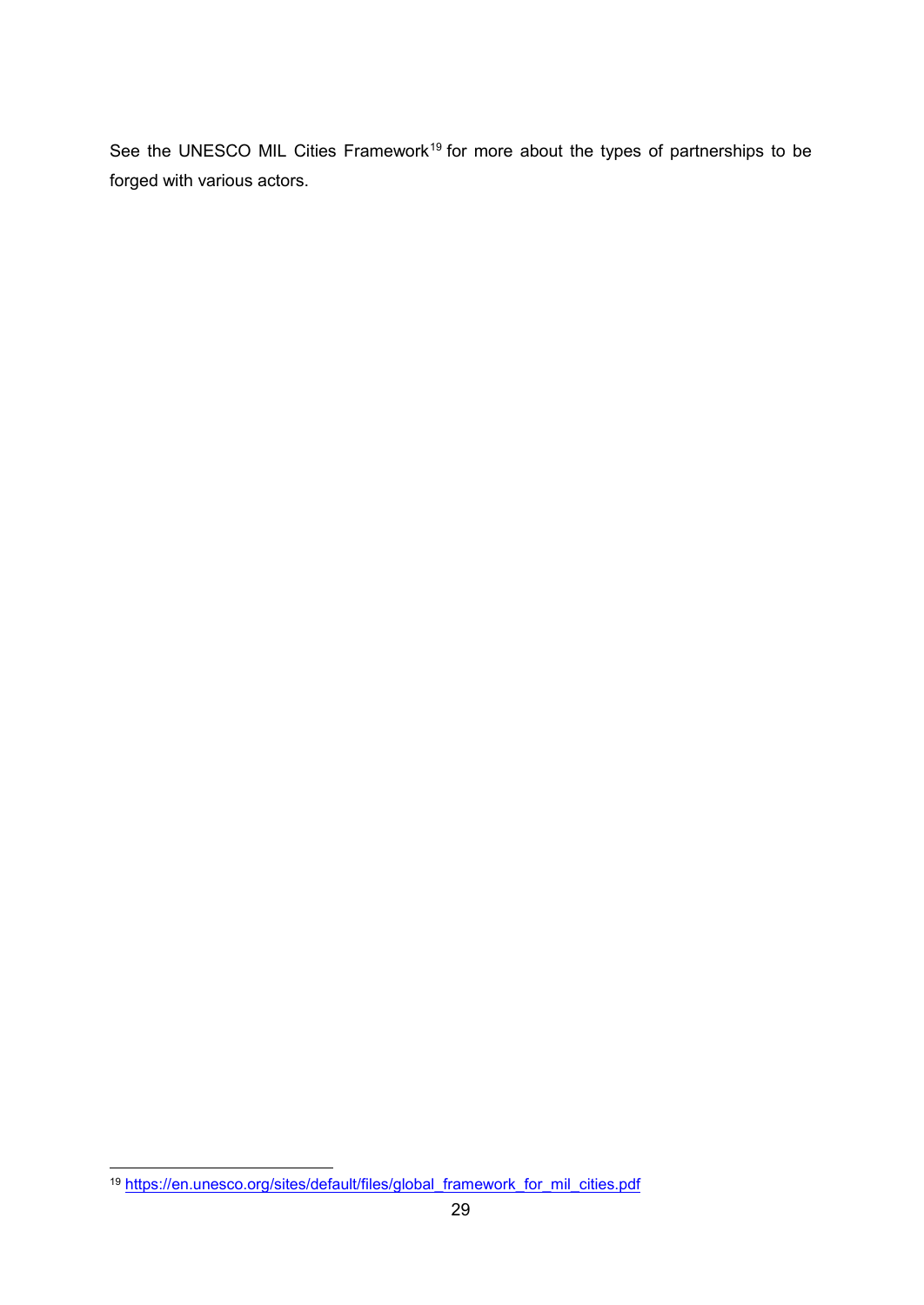See the UNESCO MIL Cities Framework[19] for more about the types of partnerships to be forged with various actors.

---

[19] https://en.unesco.org/sites/default/files/global_framework_for_mil_cities.pdf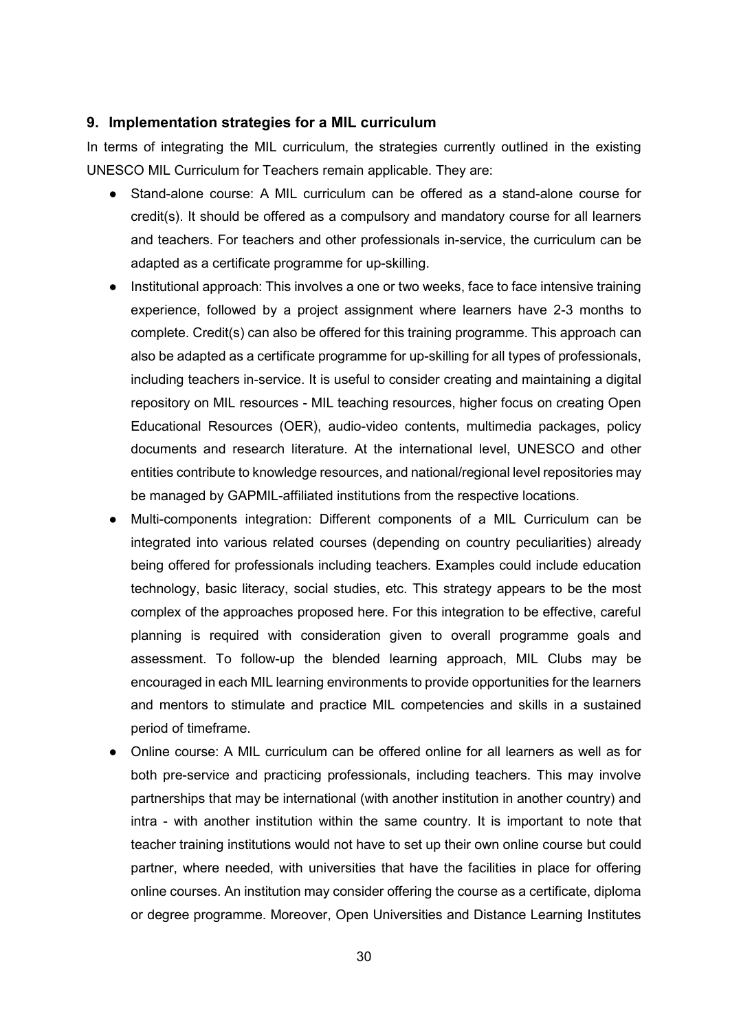## 9. Implementation strategies for a MIL curriculum

In terms of integrating the MIL curriculum, the strategies currently outlined in the existing UNESCO MIL Curriculum for Teachers remain applicable. They are:

- Stand-alone course: A MIL curriculum can be offered as a stand-alone course for credit(s). It should be offered as a compulsory and mandatory course for all learners and teachers. For teachers and other professionals in-service, the curriculum can be adapted as a certificate programme for up-skilling.
- Institutional approach: This involves a one or two weeks, face to face intensive training experience, followed by a project assignment where learners have 2-3 months to complete. Credit(s) can also be offered for this training programme. This approach can also be adapted as a certificate programme for up-skilling for all types of professionals, including teachers in-service. It is useful to consider creating and maintaining a digital repository on MIL resources - MIL teaching resources, higher focus on creating Open Educational Resources (OER), audio-video contents, multimedia packages, policy documents and research literature. At the international level, UNESCO and other entities contribute to knowledge resources, and national/regional level repositories may be managed by GAPMIL-affiliated institutions from the respective locations.
- Multi-components integration: Different components of a MIL Curriculum can be integrated into various related courses (depending on country peculiarities) already being offered for professionals including teachers. Examples could include education technology, basic literacy, social studies, etc. This strategy appears to be the most complex of the approaches proposed here. For this integration to be effective, careful planning is required with consideration given to overall programme goals and assessment. To follow-up the blended learning approach, MIL Clubs may be encouraged in each MIL learning environments to provide opportunities for the learners and mentors to stimulate and practice MIL competencies and skills in a sustained period of timeframe.
- Online course: A MIL curriculum can be offered online for all learners as well as for both pre-service and practicing professionals, including teachers. This may involve partnerships that may be international (with another institution in another country) and intra - with another institution within the same country. It is important to note that teacher training institutions would not have to set up their own online course but could partner, where needed, with universities that have the facilities in place for offering online courses. An institution may consider offering the course as a certificate, diploma or degree programme. Moreover, Open Universities and Distance Learning Institutes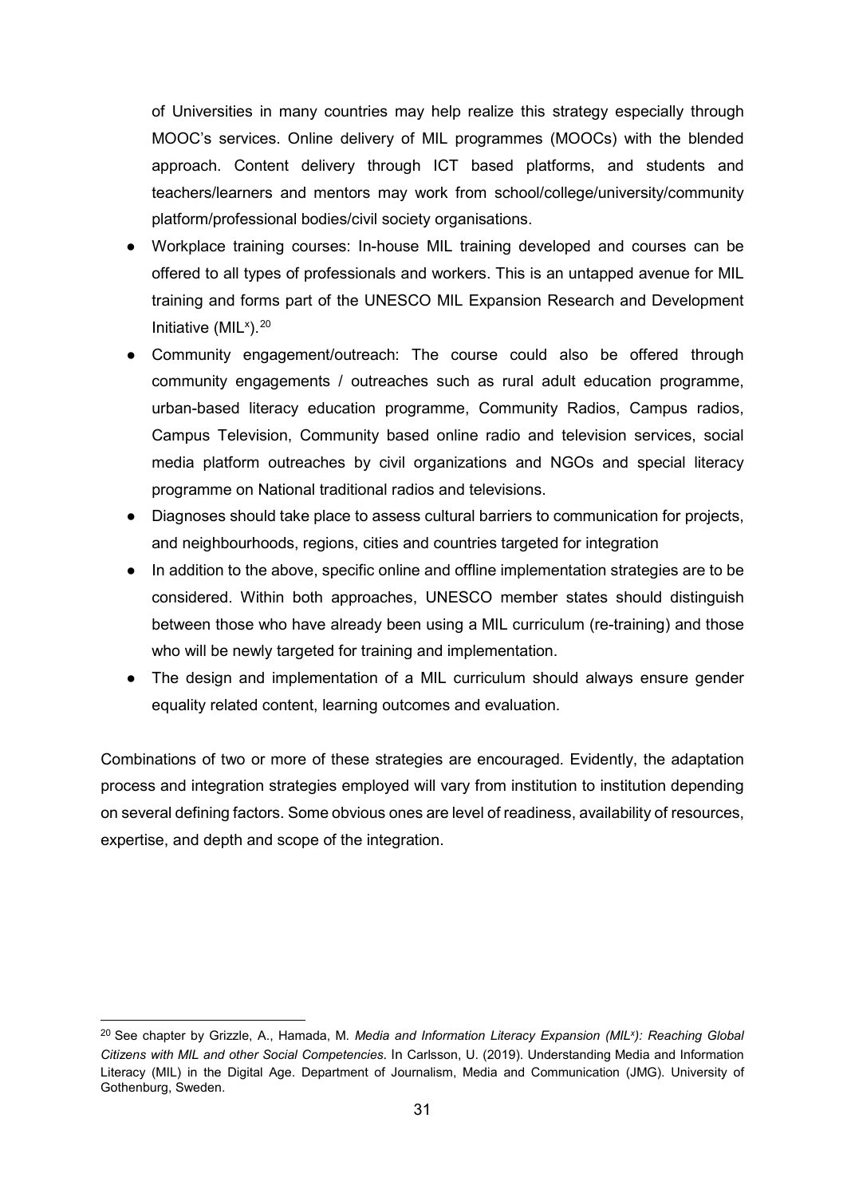of Universities in many countries may help realize this strategy especially through MOOC's services. Online delivery of MIL programmes (MOOCs) with the blended approach. Content delivery through ICT based platforms, and students and teachers/learners and mentors may work from school/college/university/community platform/professional bodies/civil society organisations.

- Workplace training courses: In-house MIL training developed and courses can be offered to all types of professionals and workers. This is an untapped avenue for MIL training and forms part of the UNESCO MIL Expansion Research and Development Initiative (MIL$^x$).[20]
- Community engagement/outreach: The course could also be offered through community engagements / outreaches such as rural adult education programme, urban-based literacy education programme, Community Radios, Campus radios, Campus Television, Community based online radio and television services, social media platform outreaches by civil organizations and NGOs and special literacy programme on National traditional radios and televisions.
- Diagnoses should take place to assess cultural barriers to communication for projects, and neighbourhoods, regions, cities and countries targeted for integration
- In addition to the above, specific online and offline implementation strategies are to be considered. Within both approaches, UNESCO member states should distinguish between those who have already been using a MIL curriculum (re-training) and those who will be newly targeted for training and implementation.
- The design and implementation of a MIL curriculum should always ensure gender equality related content, learning outcomes and evaluation.

Combinations of two or more of these strategies are encouraged. Evidently, the adaptation process and integration strategies employed will vary from institution to institution depending on several defining factors. Some obvious ones are level of readiness, availability of resources, expertise, and depth and scope of the integration.

[20] See chapter by Grizzle, A., Hamada, M. *Media and Information Literacy Expansion (MIL$^x$): Reaching Global Citizens with MIL and other Social Competencies*. In Carlsson, U. (2019). Understanding Media and Information Literacy (MIL) in the Digital Age. Department of Journalism, Media and Communication (JMG). University of Gothenburg, Sweden.